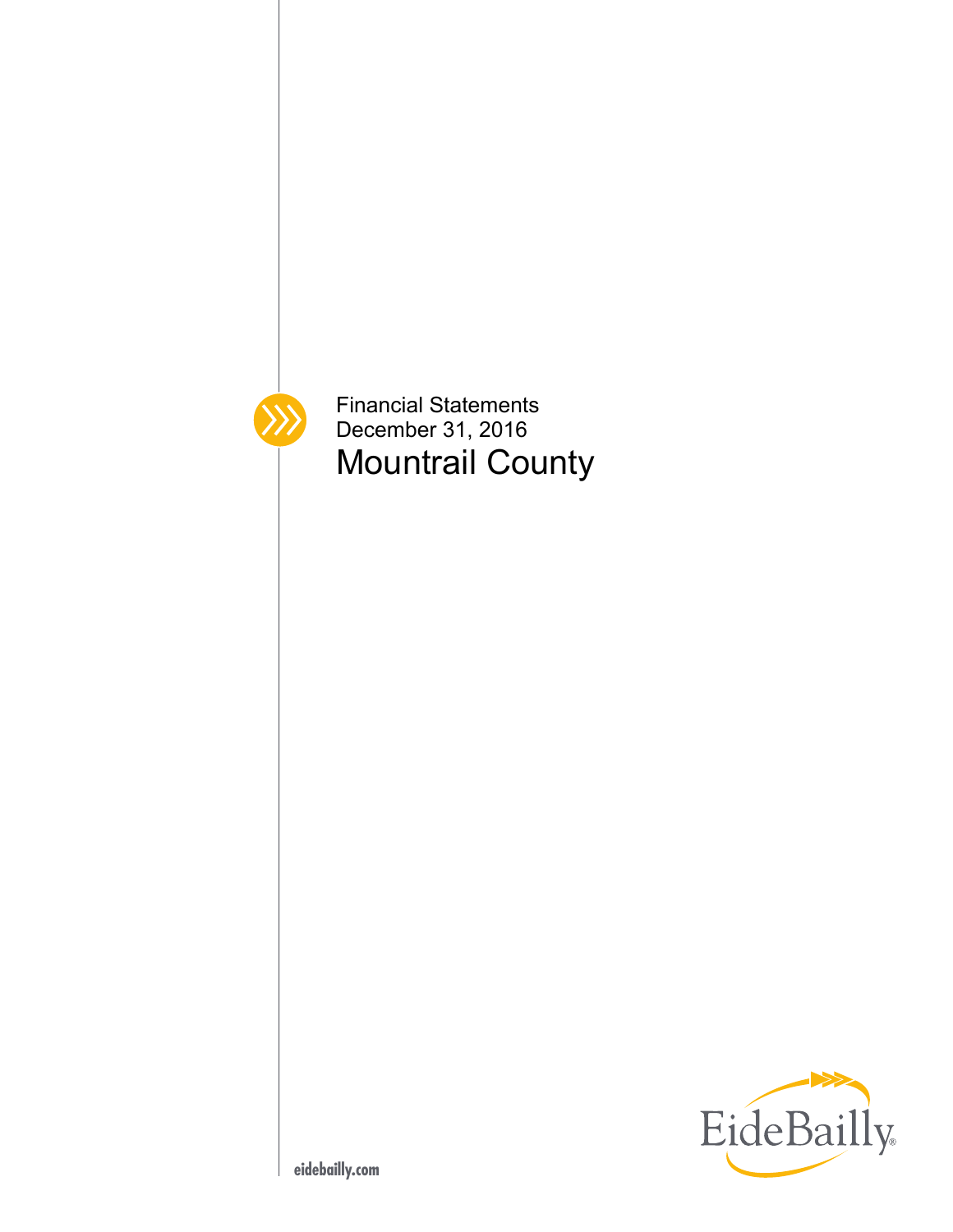Financial Statements
December 31, 2016

# Mountrail County

EideBailly

eidebailly.com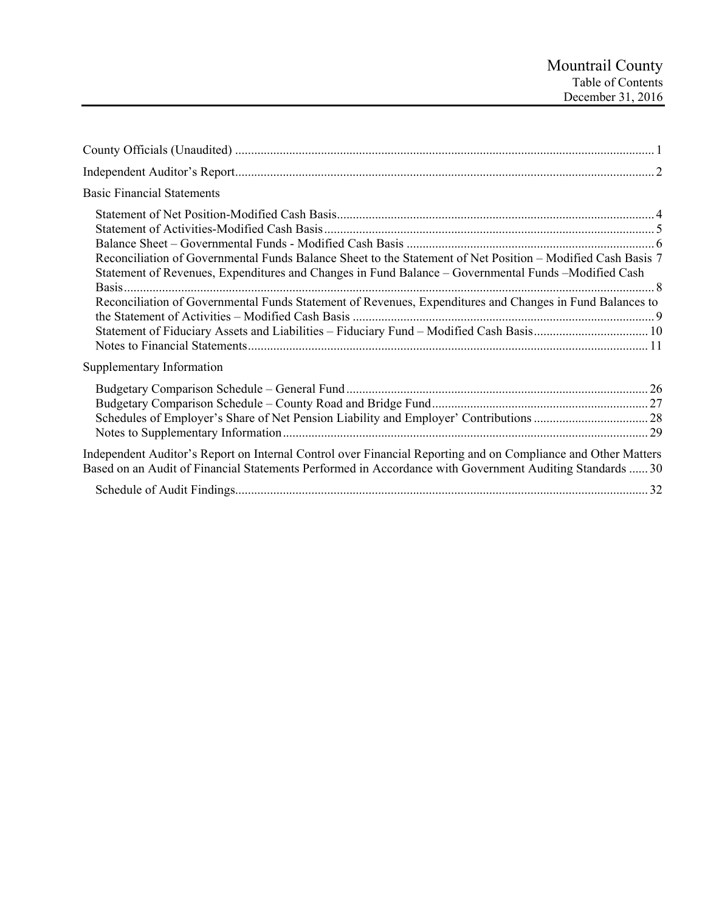# Mountrail County
## Table of Contents
### December 31, 2016

County Officials (Unaudited) .................................................................................................................................... 1

Independent Auditor's Report.................................................................................................................................. 2

Basic Financial Statements

- Statement of Net Position-Modified Cash Basis.................................................................................................. 4
- Statement of Activities-Modified Cash Basis...................................................................................................... 5
- Balance Sheet – Governmental Funds - Modified Cash Basis ............................................................................. 6
- Reconciliation of Governmental Funds Balance Sheet to the Statement of Net Position – Modified Cash Basis 7
- Statement of Revenues, Expenditures and Changes in Fund Balance – Governmental Funds –Modified Cash Basis..................................................................................................................................................... 8
- Reconciliation of Governmental Funds Statement of Revenues, Expenditures and Changes in Fund Balances to the Statement of Activities – Modified Cash Basis .............................................................................................. 9
- Statement of Fiduciary Assets and Liabilities – Fiduciary Fund – Modified Cash Basis.................................... 10
- Notes to Financial Statements............................................................................................................................ 11

Supplementary Information

- Budgetary Comparison Schedule – General Fund.............................................................................................. 26
- Budgetary Comparison Schedule – County Road and Bridge Fund................................................................... 27
- Schedules of Employer's Share of Net Pension Liability and Employer' Contributions .................................... 28
- Notes to Supplementary Information................................................................................................................. 29

Independent Auditor's Report on Internal Control over Financial Reporting and on Compliance and Other Matters Based on an Audit of Financial Statements Performed in Accordance with Government Auditing Standards ...... 30

- Schedule of Audit Findings................................................................................................................................. 32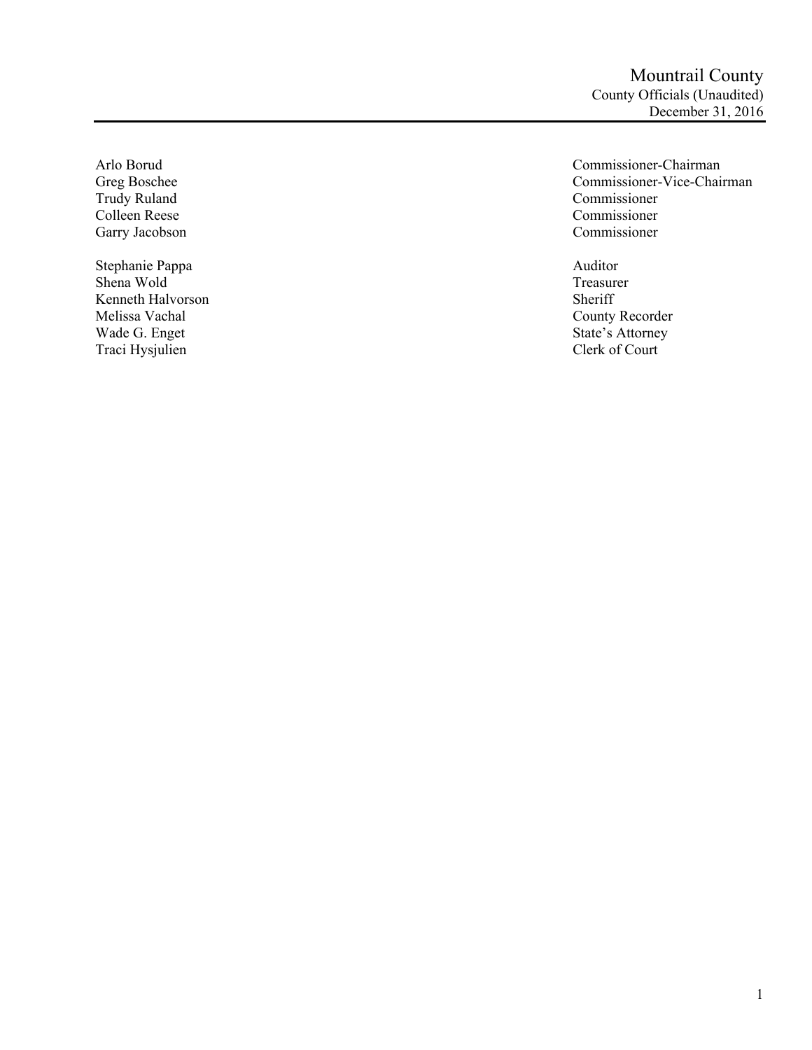# Mountrail County

County Officials (Unaudited)

December 31, 2016

| | |
|---|---|
| Arlo Borud | Commissioner-Chairman |
| Greg Boschee | Commissioner-Vice-Chairman |
| Trudy Ruland | Commissioner |
| Colleen Reese | Commissioner |
| Garry Jacobson | Commissioner |
| | |
| Stephanie Pappa | Auditor |
| Shena Wold | Treasurer |
| Kenneth Halvorson | Sheriff |
| Melissa Vachal | County Recorder |
| Wade G. Enget | State's Attorney |
| Traci Hysjulien | Clerk of Court |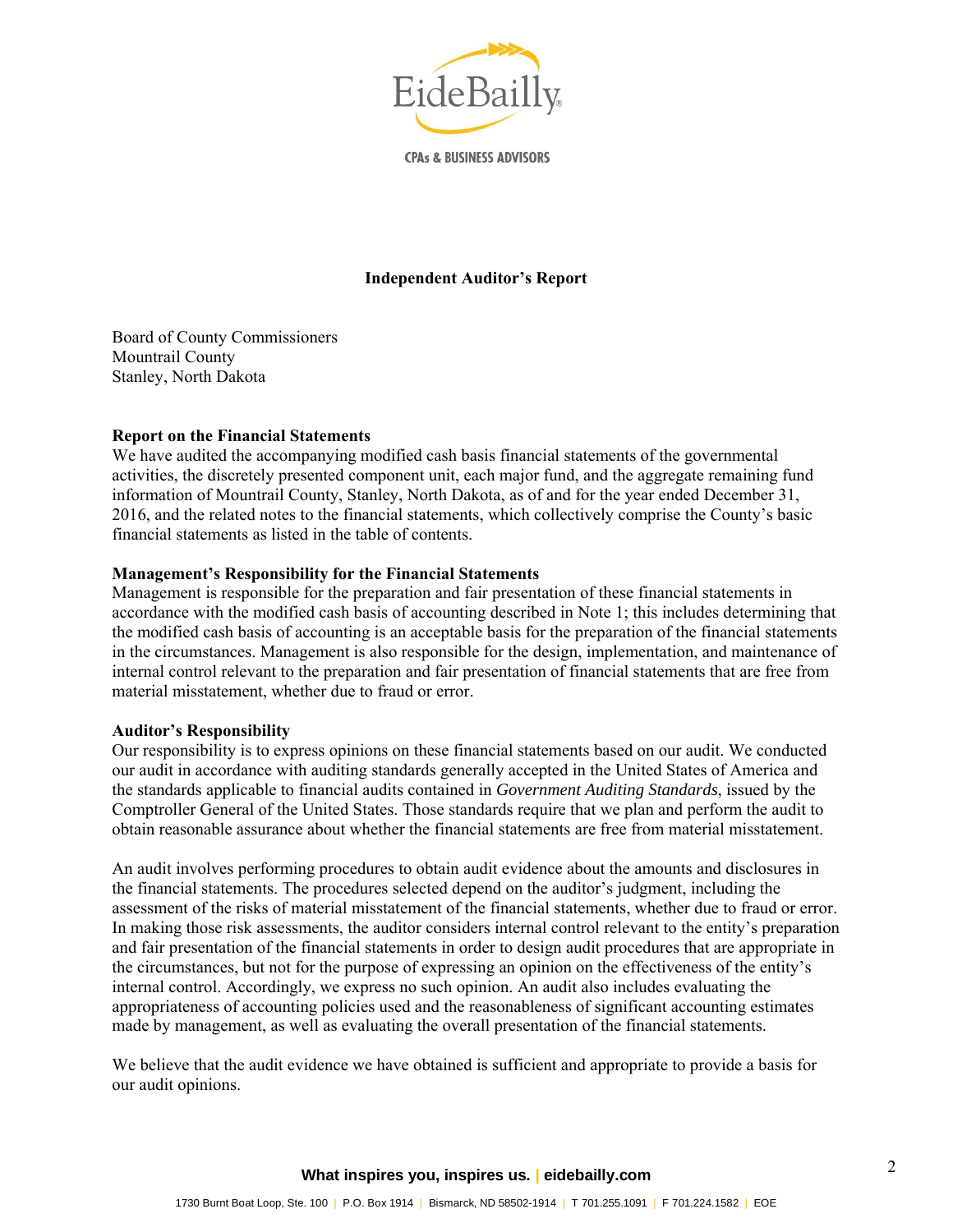EideBailly

CPAs & BUSINESS ADVISORS

**Independent Auditor's Report**

Board of County Commissioners
Mountrail County
Stanley, North Dakota

**Report on the Financial Statements**

We have audited the accompanying modified cash basis financial statements of the governmental activities, the discretely presented component unit, each major fund, and the aggregate remaining fund information of Mountrail County, Stanley, North Dakota, as of and for the year ended December 31, 2016, and the related notes to the financial statements, which collectively comprise the County's basic financial statements as listed in the table of contents.

**Management's Responsibility for the Financial Statements**

Management is responsible for the preparation and fair presentation of these financial statements in accordance with the modified cash basis of accounting described in Note 1; this includes determining that the modified cash basis of accounting is an acceptable basis for the preparation of the financial statements in the circumstances. Management is also responsible for the design, implementation, and maintenance of internal control relevant to the preparation and fair presentation of financial statements that are free from material misstatement, whether due to fraud or error.

**Auditor's Responsibility**

Our responsibility is to express opinions on these financial statements based on our audit. We conducted our audit in accordance with auditing standards generally accepted in the United States of America and the standards applicable to financial audits contained in *Government Auditing Standards*, issued by the Comptroller General of the United States. Those standards require that we plan and perform the audit to obtain reasonable assurance about whether the financial statements are free from material misstatement.

An audit involves performing procedures to obtain audit evidence about the amounts and disclosures in the financial statements. The procedures selected depend on the auditor's judgment, including the assessment of the risks of material misstatement of the financial statements, whether due to fraud or error. In making those risk assessments, the auditor considers internal control relevant to the entity's preparation and fair presentation of the financial statements in order to design audit procedures that are appropriate in the circumstances, but not for the purpose of expressing an opinion on the effectiveness of the entity's internal control. Accordingly, we express no such opinion. An audit also includes evaluating the appropriateness of accounting policies used and the reasonableness of significant accounting estimates made by management, as well as evaluating the overall presentation of the financial statements.

We believe that the audit evidence we have obtained is sufficient and appropriate to provide a basis for our audit opinions.

**What inspires you, inspires us.** | **eidebailly.com**

1730 Burnt Boat Loop, Ste. 100 | P.O. Box 1914 | Bismarck, ND 58502-1914 | T 701.255.1091 | F 701.224.1582 | EOE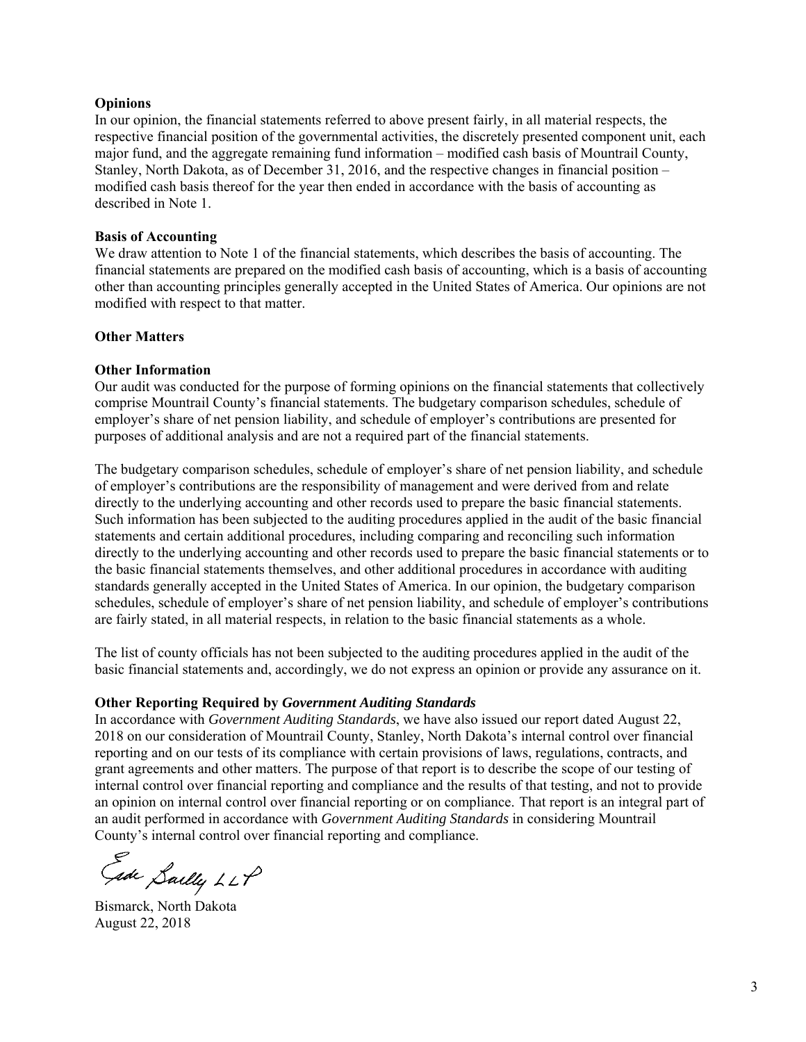**Opinions**

In our opinion, the financial statements referred to above present fairly, in all material respects, the respective financial position of the governmental activities, the discretely presented component unit, each major fund, and the aggregate remaining fund information – modified cash basis of Mountrail County, Stanley, North Dakota, as of December 31, 2016, and the respective changes in financial position – modified cash basis thereof for the year then ended in accordance with the basis of accounting as described in Note 1.

**Basis of Accounting**

We draw attention to Note 1 of the financial statements, which describes the basis of accounting. The financial statements are prepared on the modified cash basis of accounting, which is a basis of accounting other than accounting principles generally accepted in the United States of America. Our opinions are not modified with respect to that matter.

**Other Matters**

**Other Information**

Our audit was conducted for the purpose of forming opinions on the financial statements that collectively comprise Mountrail County's financial statements. The budgetary comparison schedules, schedule of employer's share of net pension liability, and schedule of employer's contributions are presented for purposes of additional analysis and are not a required part of the financial statements.

The budgetary comparison schedules, schedule of employer's share of net pension liability, and schedule of employer's contributions are the responsibility of management and were derived from and relate directly to the underlying accounting and other records used to prepare the basic financial statements. Such information has been subjected to the auditing procedures applied in the audit of the basic financial statements and certain additional procedures, including comparing and reconciling such information directly to the underlying accounting and other records used to prepare the basic financial statements or to the basic financial statements themselves, and other additional procedures in accordance with auditing standards generally accepted in the United States of America. In our opinion, the budgetary comparison schedules, schedule of employer's share of net pension liability, and schedule of employer's contributions are fairly stated, in all material respects, in relation to the basic financial statements as a whole.

The list of county officials has not been subjected to the auditing procedures applied in the audit of the basic financial statements and, accordingly, we do not express an opinion or provide any assurance on it.

**Other Reporting Required by *Government Auditing Standards***

In accordance with *Government Auditing Standards*, we have also issued our report dated August 22, 2018 on our consideration of Mountrail County, Stanley, North Dakota's internal control over financial reporting and on our tests of its compliance with certain provisions of laws, regulations, contracts, and grant agreements and other matters. The purpose of that report is to describe the scope of our testing of internal control over financial reporting and compliance and the results of that testing, and not to provide an opinion on internal control over financial reporting or on compliance. That report is an integral part of an audit performed in accordance with *Government Auditing Standards* in considering Mountrail County's internal control over financial reporting and compliance.

Eide Bailly LLP

Bismarck, North Dakota
August 22, 2018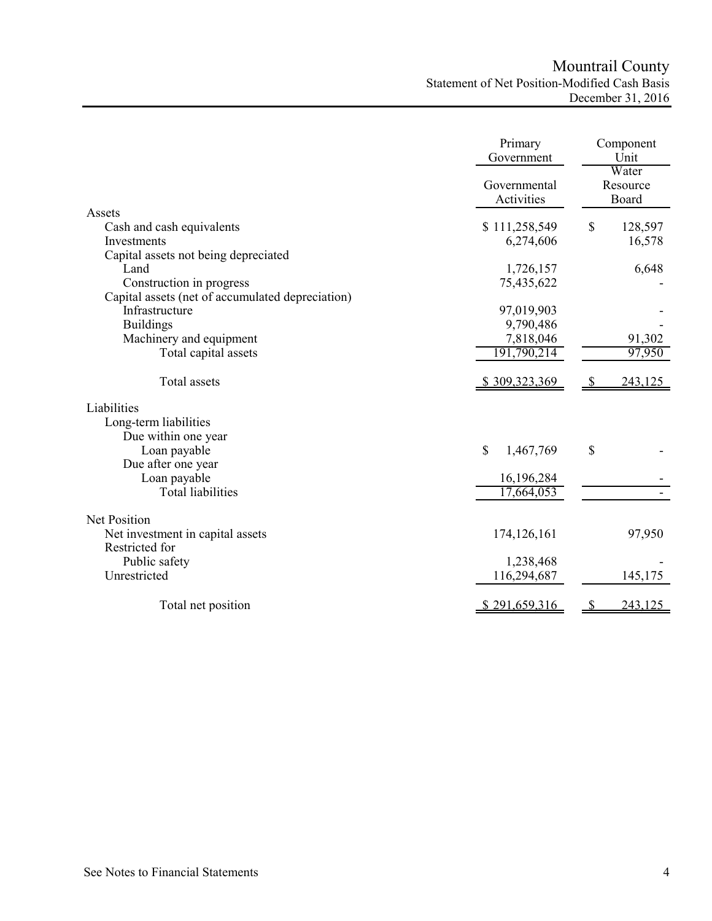# Mountrail County

## Statement of Net Position-Modified Cash Basis

### December 31, 2016

| | Primary Government | Component Unit |
|---|---|---|
| | Governmental Activities | Water Resource Board |
| **Assets** | | |
| Cash and cash equivalents | $ 111,258,549 | $ 128,597 |
| Investments | 6,274,606 | 16,578 |
| Capital assets not being depreciated | | |
| Land | 1,726,157 | 6,648 |
| Construction in progress | 75,435,622 | - |
| Capital assets (net of accumulated depreciation) | | |
| Infrastructure | 97,019,903 | - |
| Buildings | 9,790,486 | - |
| Machinery and equipment | 7,818,046 | 91,302 |
| Total capital assets | 191,790,214 | 97,950 |
| Total assets | $ 309,323,369 | $ 243,125 |
| **Liabilities** | | |
| Long-term liabilities | | |
| Due within one year | | |
| Loan payable | $ 1,467,769 | $ - |
| Due after one year | | |
| Loan payable | 16,196,284 | - |
| Total liabilities | 17,664,053 | - |
| **Net Position** | | |
| Net investment in capital assets | 174,126,161 | 97,950 |
| Restricted for | | |
| Public safety | 1,238,468 | - |
| Unrestricted | 116,294,687 | 145,175 |
| Total net position | $ 291,659,316 | $ 243,125 |

See Notes to Financial Statements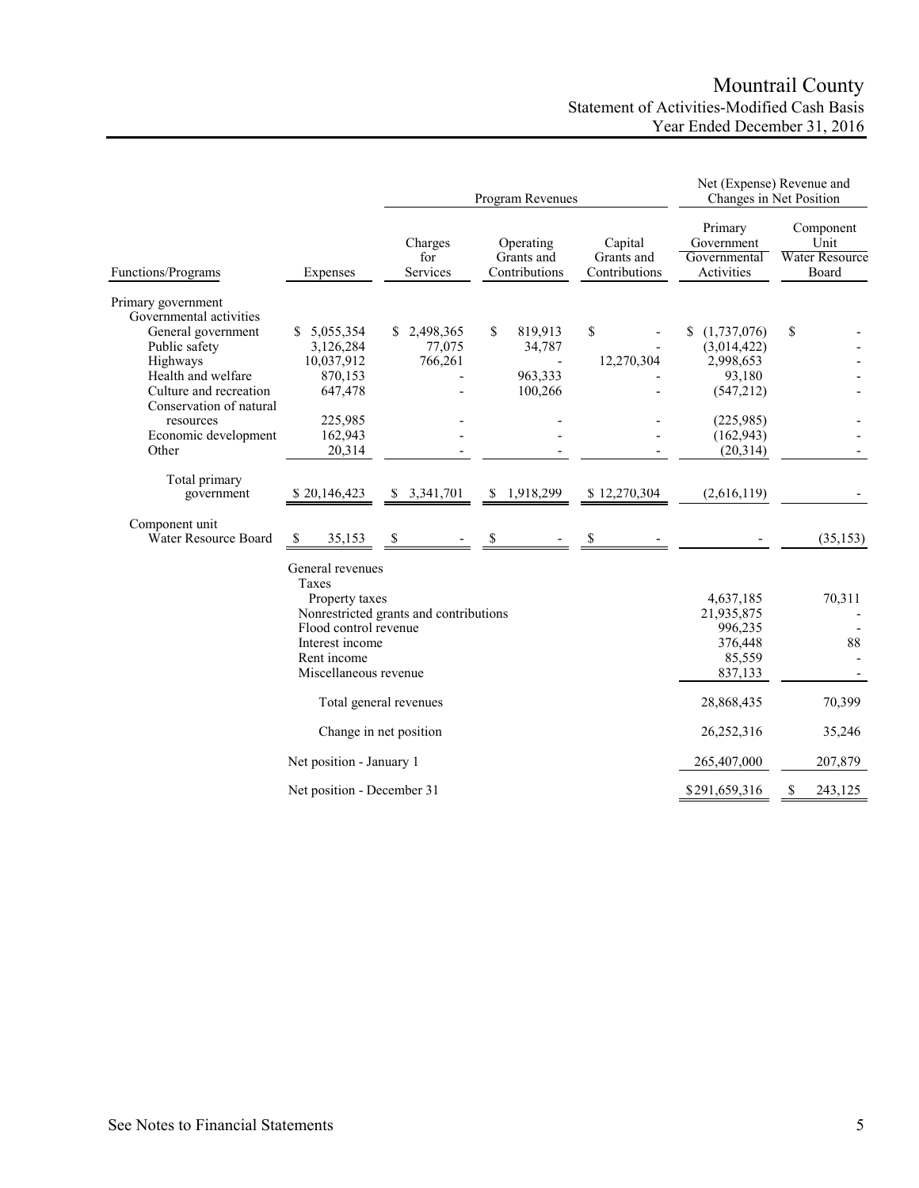# Mountrail County

## Statement of Activities-Modified Cash Basis

### Year Ended December 31, 2016

| | | Program Revenues | | | Net (Expense) Revenue and Changes in Net Position | |
|---|---|---|---|---|---|---|
| Functions/Programs | Expenses | Charges for Services | Operating Grants and Contributions | Capital Grants and Contributions | Primary Government Governmental Activities | Component Unit Water Resource Board |
| Primary government | | | | | | |
| Governmental activities | | | | | | |
| General government | $ 5,055,354 | $ 2,498,365 | $ 819,913 | $ - | $ (1,737,076) | $ - |
| Public safety | 3,126,284 | 77,075 | 34,787 | - | (3,014,422) | - |
| Highways | 10,037,912 | 766,261 | - | 12,270,304 | 2,998,653 | - |
| Health and welfare | 870,153 | - | 963,333 | - | 93,180 | - |
| Culture and recreation | 647,478 | - | 100,266 | - | (547,212) | - |
| Conservation of natural resources | 225,985 | - | - | - | (225,985) | - |
| Economic development | 162,943 | - | - | - | (162,943) | - |
| Other | 20,314 | - | - | - | (20,314) | - |
| Total primary government | $ 20,146,423 | $ 3,341,701 | $ 1,918,299 | $ 12,270,304 | (2,616,119) | - |
| Component unit | | | | | | |
| Water Resource Board | $ 35,153 | $ - | $ - | $ - | - | (35,153) |
| General revenues | | | | | | |
| Taxes | | | | | | |
| Property taxes | | | | | 4,637,185 | 70,311 |
| Nonrestricted grants and contributions | | | | | 21,935,875 | - |
| Flood control revenue | | | | | 996,235 | - |
| Interest income | | | | | 376,448 | 88 |
| Rent income | | | | | 85,559 | - |
| Miscellaneous revenue | | | | | 837,133 | - |
| Total general revenues | | | | | 28,868,435 | 70,399 |
| Change in net position | | | | | 26,252,316 | 35,246 |
| Net position - January 1 | | | | | 265,407,000 | 207,879 |
| Net position - December 31 | | | | | $291,659,316 | $ 243,125 |

See Notes to Financial Statements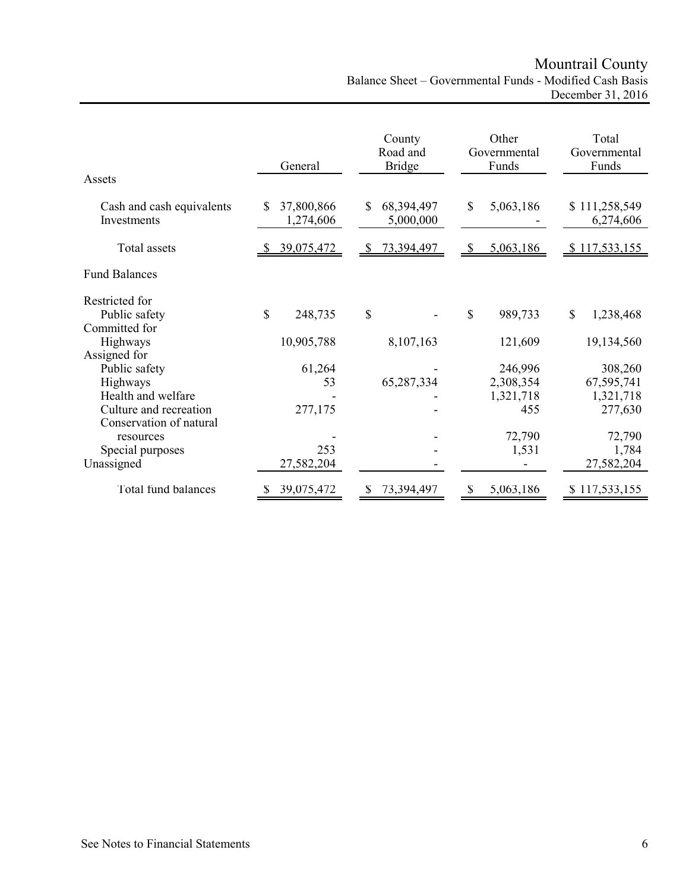# Mountrail County

## Balance Sheet – Governmental Funds - Modified Cash Basis

### December 31, 2016

| | General | County Road and Bridge | Other Governmental Funds | Total Governmental Funds |
|---|---|---|---|---|
| **Assets** | | | | |
| Cash and cash equivalents | $ 37,800,866 | $ 68,394,497 | $ 5,063,186 | $ 111,258,549 |
| Investments | 1,274,606 | 5,000,000 | - | 6,274,606 |
| Total assets | $ 39,075,472 | $ 73,394,497 | $ 5,063,186 | $ 117,533,155 |
| **Fund Balances** | | | | |
| Restricted for | | | | |
| Public safety | $ 248,735 | $ - | $ 989,733 | $ 1,238,468 |
| Committed for | | | | |
| Highways | 10,905,788 | 8,107,163 | 121,609 | 19,134,560 |
| Assigned for | | | | |
| Public safety | 61,264 | - | 246,996 | 308,260 |
| Highways | 53 | 65,287,334 | 2,308,354 | 67,595,741 |
| Health and welfare | - | - | 1,321,718 | 1,321,718 |
| Culture and recreation | 277,175 | - | 455 | 277,630 |
| Conservation of natural resources | - | - | 72,790 | 72,790 |
| Special purposes | 253 | - | 1,531 | 1,784 |
| Unassigned | 27,582,204 | - | - | 27,582,204 |
| Total fund balances | $ 39,075,472 | $ 73,394,497 | $ 5,063,186 | $ 117,533,155 |

See Notes to Financial Statements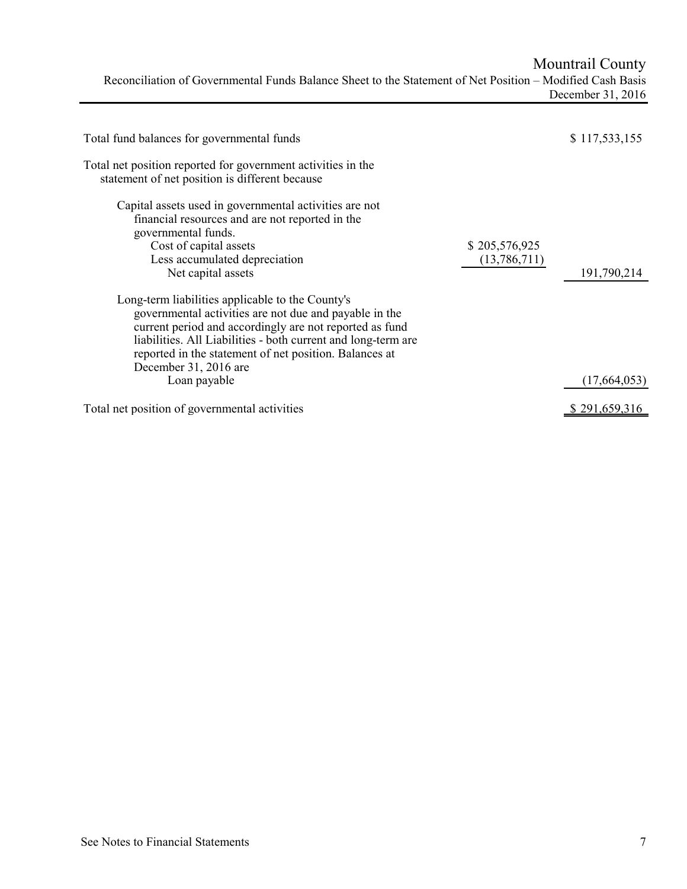# Mountrail County

## Reconciliation of Governmental Funds Balance Sheet to the Statement of Net Position – Modified Cash Basis

December 31, 2016

| | | |
|---|---|---|
| Total fund balances for governmental funds | | $ 117,533,155 |
| Total net position reported for government activities in the statement of net position is different because | | |
| Capital assets used in governmental activities are not financial resources and are not reported in the governmental funds. | | |
| Cost of capital assets | $ 205,576,925 | |
| Less accumulated depreciation | (13,786,711) | |
| Net capital assets | | 191,790,214 |
| Long-term liabilities applicable to the County's governmental activities are not due and payable in the current period and accordingly are not reported as fund liabilities. All Liabilities - both current and long-term are reported in the statement of net position. Balances at December 31, 2016 are | | |
| Loan payable | | (17,664,053) |
| Total net position of governmental activities | | $ 291,659,316 |

See Notes to Financial Statements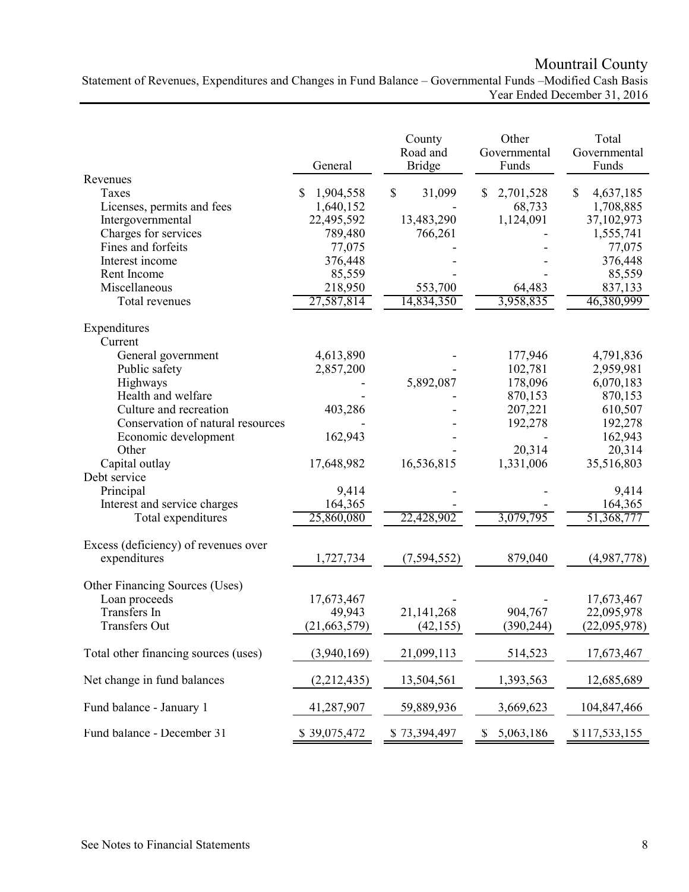# Mountrail County

## Statement of Revenues, Expenditures and Changes in Fund Balance – Governmental Funds –Modified Cash Basis

### Year Ended December 31, 2016

| | General | County Road and Bridge | Other Governmental Funds | Total Governmental Funds |
|---|---|---|---|---|
| **Revenues** | | | | |
| Taxes | $ 1,904,558 | $ 31,099 | $ 2,701,528 | $ 4,637,185 |
| Licenses, permits and fees | 1,640,152 | - | 68,733 | 1,708,885 |
| Intergovernmental | 22,495,592 | 13,483,290 | 1,124,091 | 37,102,973 |
| Charges for services | 789,480 | 766,261 | - | 1,555,741 |
| Fines and forfeits | 77,075 | - | - | 77,075 |
| Interest income | 376,448 | - | - | 376,448 |
| Rent Income | 85,559 | - | - | 85,559 |
| Miscellaneous | 218,950 | 553,700 | 64,483 | 837,133 |
| Total revenues | 27,587,814 | 14,834,350 | 3,958,835 | 46,380,999 |
| **Expenditures** | | | | |
| Current | | | | |
| General government | 4,613,890 | - | 177,946 | 4,791,836 |
| Public safety | 2,857,200 | - | 102,781 | 2,959,981 |
| Highways | - | 5,892,087 | 178,096 | 6,070,183 |
| Health and welfare | - | - | 870,153 | 870,153 |
| Culture and recreation | 403,286 | - | 207,221 | 610,507 |
| Conservation of natural resources | - | - | 192,278 | 192,278 |
| Economic development | 162,943 | - | - | 162,943 |
| Other | - | - | 20,314 | 20,314 |
| Capital outlay | 17,648,982 | 16,536,815 | 1,331,006 | 35,516,803 |
| Debt service | | | | |
| Principal | 9,414 | - | - | 9,414 |
| Interest and service charges | 164,365 | - | - | 164,365 |
| Total expenditures | 25,860,080 | 22,428,902 | 3,079,795 | 51,368,777 |
| Excess (deficiency) of revenues over expenditures | 1,727,734 | (7,594,552) | 879,040 | (4,987,778) |
| **Other Financing Sources (Uses)** | | | | |
| Loan proceeds | 17,673,467 | - | - | 17,673,467 |
| Transfers In | 49,943 | 21,141,268 | 904,767 | 22,095,978 |
| Transfers Out | (21,663,579) | (42,155) | (390,244) | (22,095,978) |
| Total other financing sources (uses) | (3,940,169) | 21,099,113 | 514,523 | 17,673,467 |
| Net change in fund balances | (2,212,435) | 13,504,561 | 1,393,563 | 12,685,689 |
| Fund balance - January 1 | 41,287,907 | 59,889,936 | 3,669,623 | 104,847,466 |
| Fund balance - December 31 | $ 39,075,472 | $ 73,394,497 | $ 5,063,186 | $117,533,155 |

See Notes to Financial Statements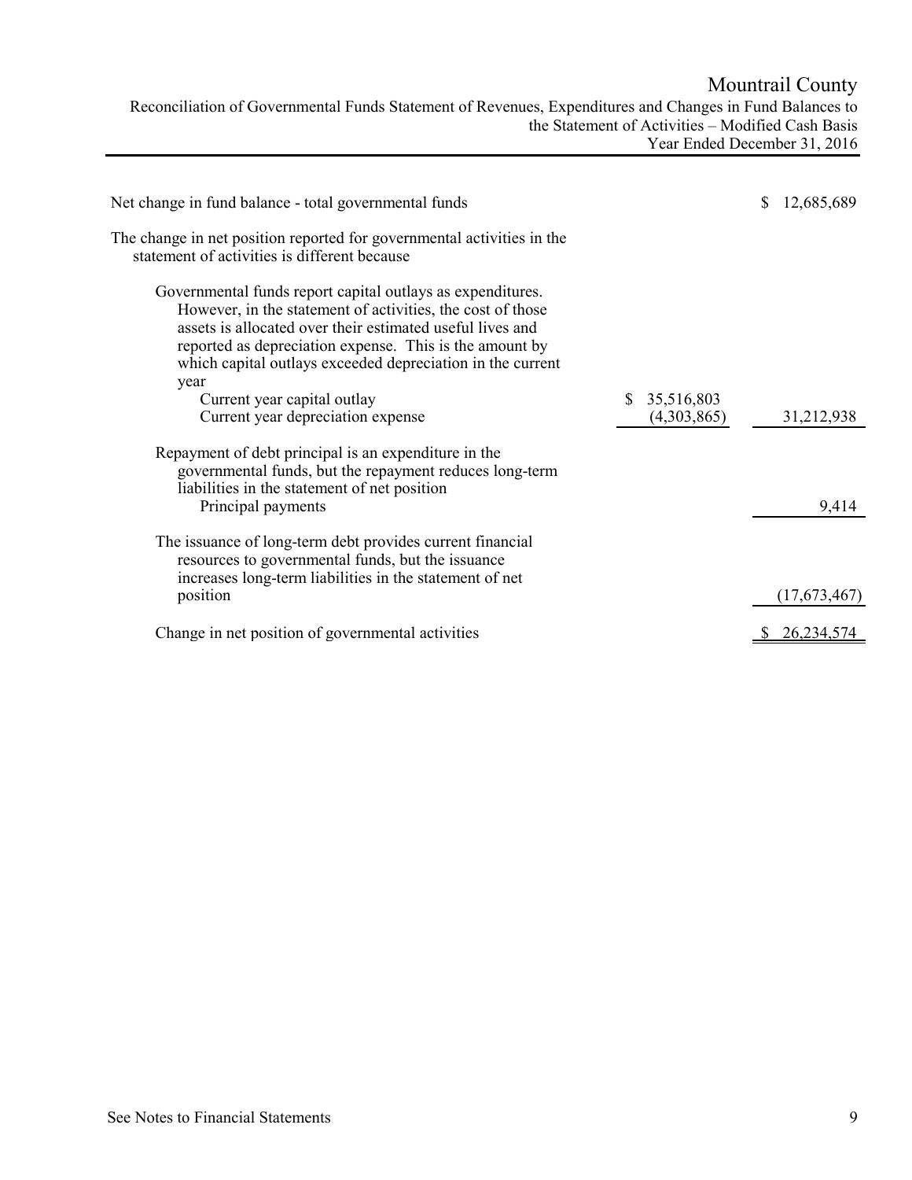# Mountrail County

Reconciliation of Governmental Funds Statement of Revenues, Expenditures and Changes in Fund Balances to the Statement of Activities – Modified Cash Basis
Year Ended December 31, 2016

| | | |
|---|---|---|
| Net change in fund balance - total governmental funds | | $ 12,685,689 |
| The change in net position reported for governmental activities in the statement of activities is different because | | |
| Governmental funds report capital outlays as expenditures. However, in the statement of activities, the cost of those assets is allocated over their estimated useful lives and reported as depreciation expense. This is the amount by which capital outlays exceeded depreciation in the current year | | |
| Current year capital outlay | $ 35,516,803 | |
| Current year depreciation expense | (4,303,865) | 31,212,938 |
| Repayment of debt principal is an expenditure in the governmental funds, but the repayment reduces long-term liabilities in the statement of net position | | |
| Principal payments | | 9,414 |
| The issuance of long-term debt provides current financial resources to governmental funds, but the issuance increases long-term liabilities in the statement of net position | | (17,673,467) |
| Change in net position of governmental activities | | $ 26,234,574 |

See Notes to Financial Statements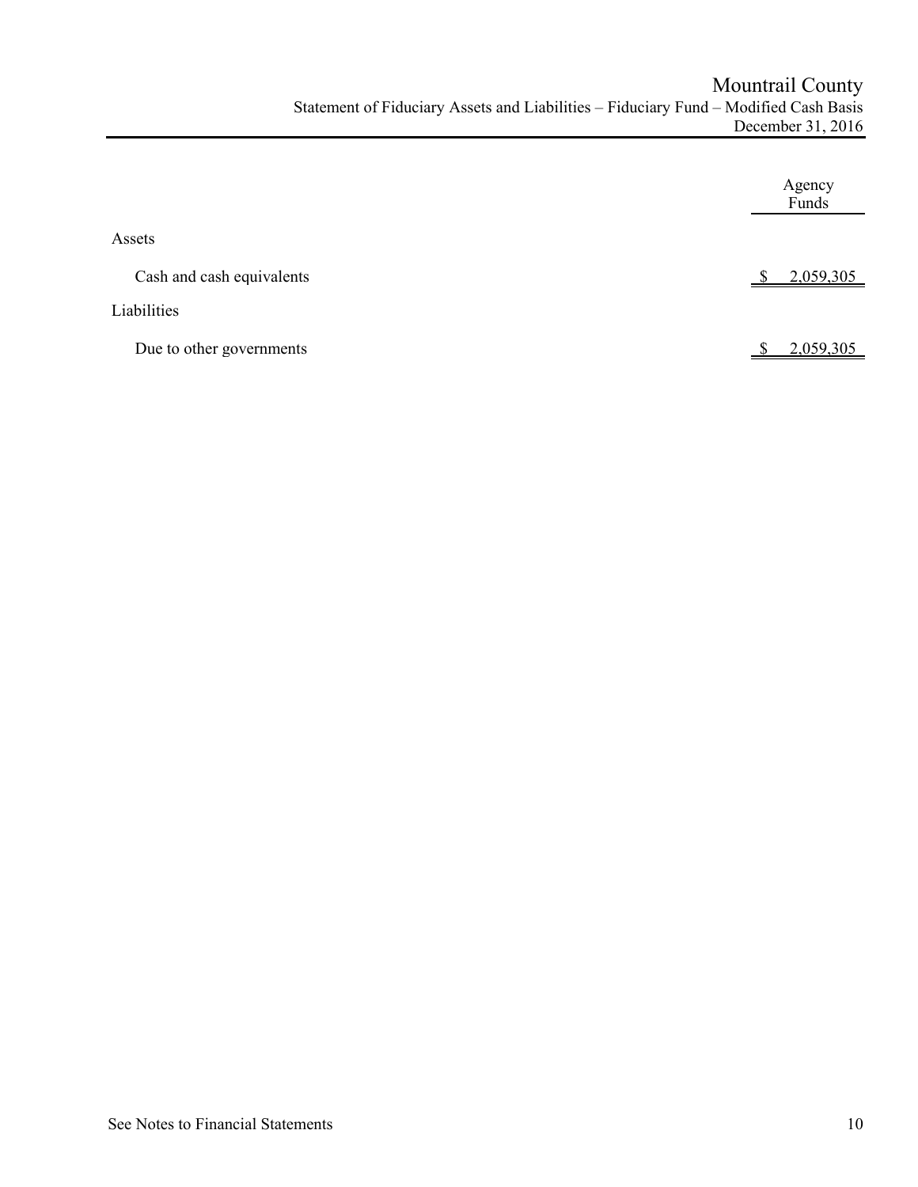# Mountrail County

## Statement of Fiduciary Assets and Liabilities – Fiduciary Fund – Modified Cash Basis

### December 31, 2016

| | Agency Funds |
|---|---|
| **Assets** | |
| Cash and cash equivalents | $ 2,059,305 |
| **Liabilities** | |
| Due to other governments | $ 2,059,305 |

See Notes to Financial Statements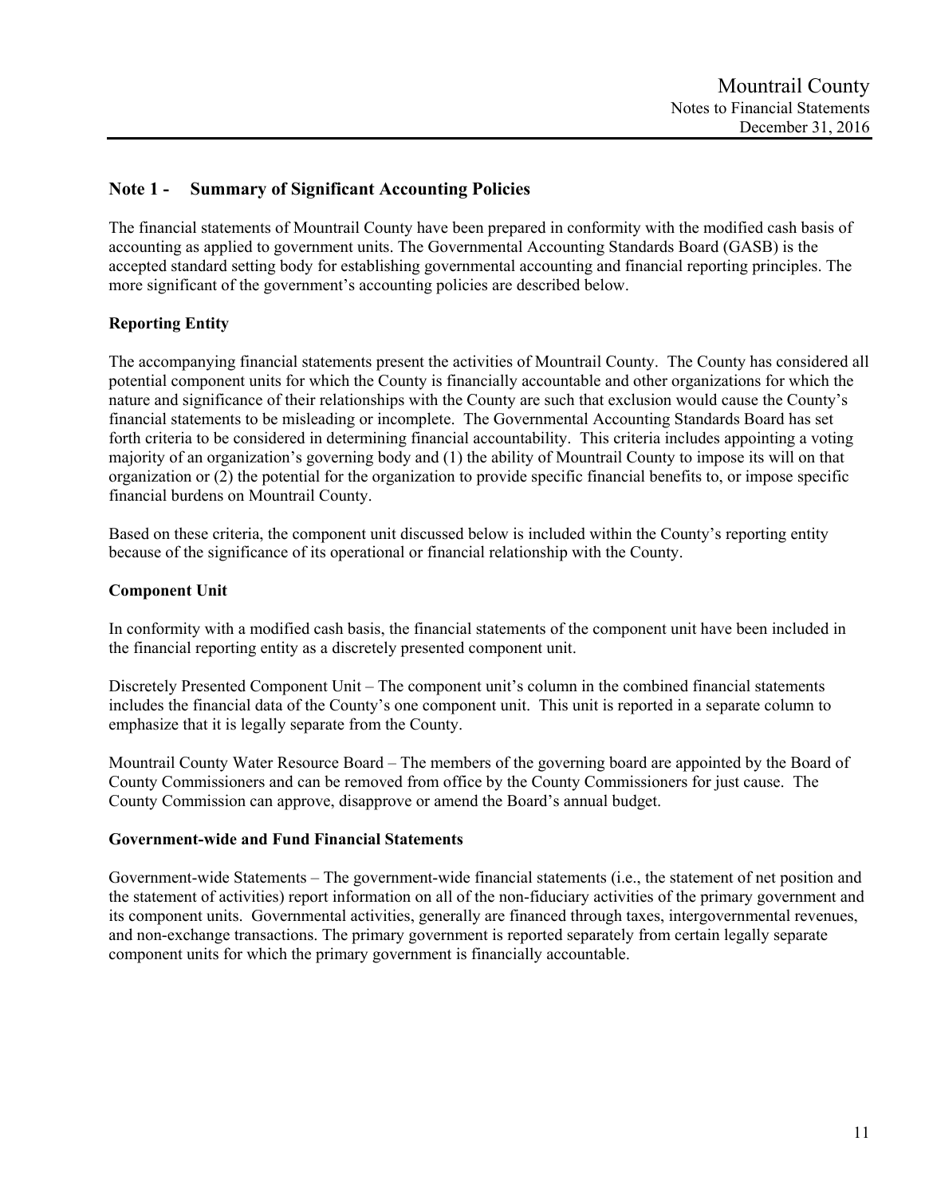## Note 1 - Summary of Significant Accounting Policies

The financial statements of Mountrail County have been prepared in conformity with the modified cash basis of accounting as applied to government units. The Governmental Accounting Standards Board (GASB) is the accepted standard setting body for establishing governmental accounting and financial reporting principles. The more significant of the government's accounting policies are described below.

### Reporting Entity

The accompanying financial statements present the activities of Mountrail County. The County has considered all potential component units for which the County is financially accountable and other organizations for which the nature and significance of their relationships with the County are such that exclusion would cause the County's financial statements to be misleading or incomplete. The Governmental Accounting Standards Board has set forth criteria to be considered in determining financial accountability. This criteria includes appointing a voting majority of an organization's governing body and (1) the ability of Mountrail County to impose its will on that organization or (2) the potential for the organization to provide specific financial benefits to, or impose specific financial burdens on Mountrail County.

Based on these criteria, the component unit discussed below is included within the County's reporting entity because of the significance of its operational or financial relationship with the County.

### Component Unit

In conformity with a modified cash basis, the financial statements of the component unit have been included in the financial reporting entity as a discretely presented component unit.

Discretely Presented Component Unit – The component unit's column in the combined financial statements includes the financial data of the County's one component unit. This unit is reported in a separate column to emphasize that it is legally separate from the County.

Mountrail County Water Resource Board – The members of the governing board are appointed by the Board of County Commissioners and can be removed from office by the County Commissioners for just cause. The County Commission can approve, disapprove or amend the Board's annual budget.

### Government-wide and Fund Financial Statements

Government-wide Statements – The government-wide financial statements (i.e., the statement of net position and the statement of activities) report information on all of the non-fiduciary activities of the primary government and its component units. Governmental activities, generally are financed through taxes, intergovernmental revenues, and non-exchange transactions. The primary government is reported separately from certain legally separate component units for which the primary government is financially accountable.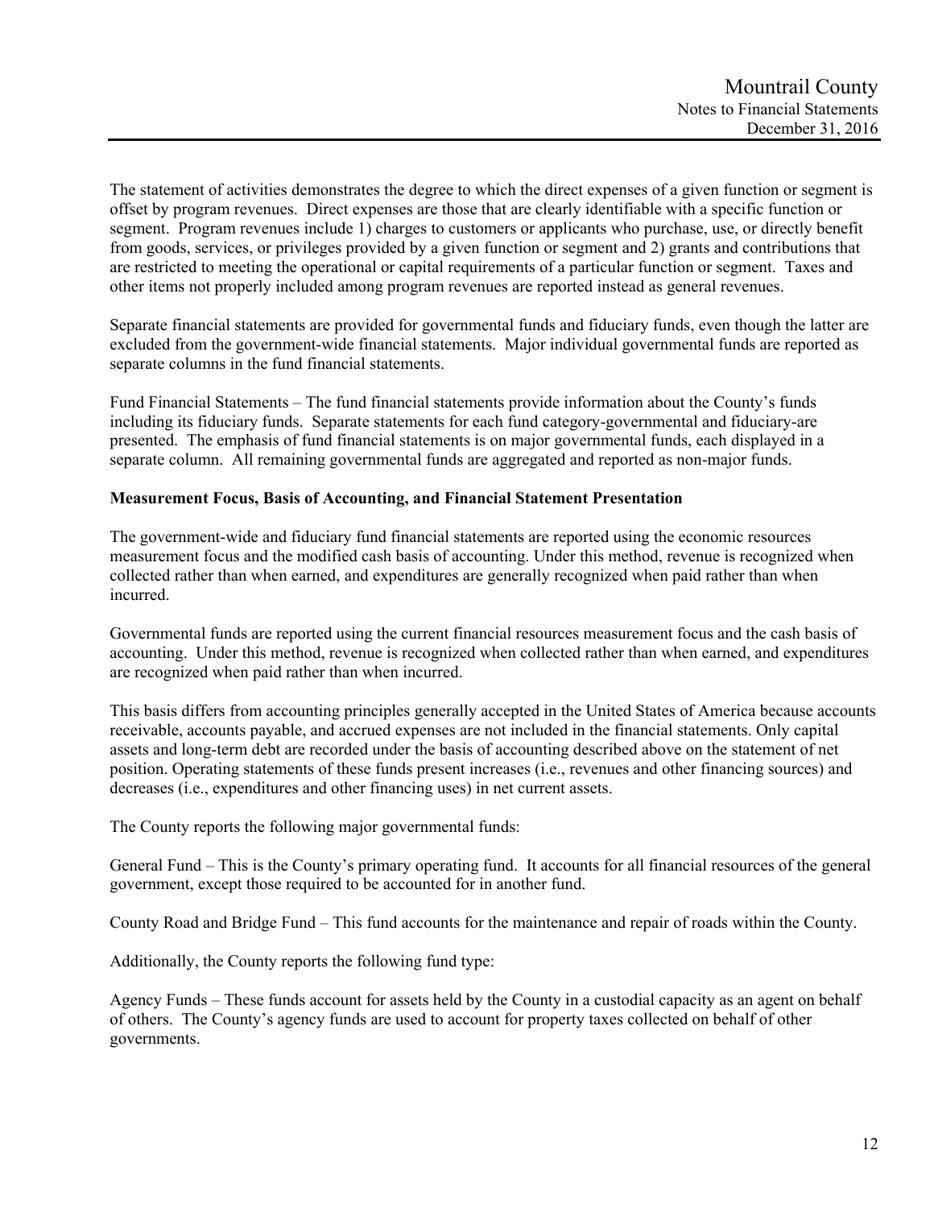The statement of activities demonstrates the degree to which the direct expenses of a given function or segment is offset by program revenues. Direct expenses are those that are clearly identifiable with a specific function or segment. Program revenues include 1) charges to customers or applicants who purchase, use, or directly benefit from goods, services, or privileges provided by a given function or segment and 2) grants and contributions that are restricted to meeting the operational or capital requirements of a particular function or segment. Taxes and other items not properly included among program revenues are reported instead as general revenues.

Separate financial statements are provided for governmental funds and fiduciary funds, even though the latter are excluded from the government-wide financial statements. Major individual governmental funds are reported as separate columns in the fund financial statements.

Fund Financial Statements – The fund financial statements provide information about the County's funds including its fiduciary funds. Separate statements for each fund category-governmental and fiduciary-are presented. The emphasis of fund financial statements is on major governmental funds, each displayed in a separate column. All remaining governmental funds are aggregated and reported as non-major funds.

**Measurement Focus, Basis of Accounting, and Financial Statement Presentation**

The government-wide and fiduciary fund financial statements are reported using the economic resources measurement focus and the modified cash basis of accounting. Under this method, revenue is recognized when collected rather than when earned, and expenditures are generally recognized when paid rather than when incurred.

Governmental funds are reported using the current financial resources measurement focus and the cash basis of accounting. Under this method, revenue is recognized when collected rather than when earned, and expenditures are recognized when paid rather than when incurred.

This basis differs from accounting principles generally accepted in the United States of America because accounts receivable, accounts payable, and accrued expenses are not included in the financial statements. Only capital assets and long-term debt are recorded under the basis of accounting described above on the statement of net position. Operating statements of these funds present increases (i.e., revenues and other financing sources) and decreases (i.e., expenditures and other financing uses) in net current assets.

The County reports the following major governmental funds:

General Fund – This is the County's primary operating fund. It accounts for all financial resources of the general government, except those required to be accounted for in another fund.

County Road and Bridge Fund – This fund accounts for the maintenance and repair of roads within the County.

Additionally, the County reports the following fund type:

Agency Funds – These funds account for assets held by the County in a custodial capacity as an agent on behalf of others. The County's agency funds are used to account for property taxes collected on behalf of other governments.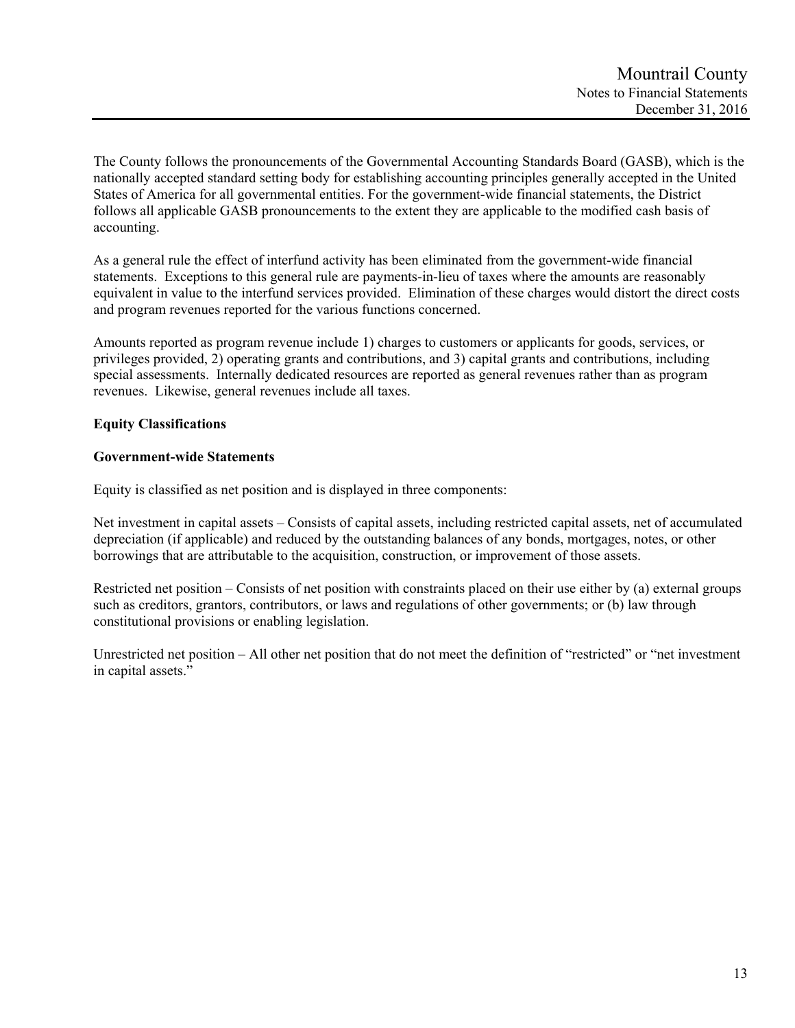The County follows the pronouncements of the Governmental Accounting Standards Board (GASB), which is the nationally accepted standard setting body for establishing accounting principles generally accepted in the United States of America for all governmental entities. For the government-wide financial statements, the District follows all applicable GASB pronouncements to the extent they are applicable to the modified cash basis of accounting.

As a general rule the effect of interfund activity has been eliminated from the government-wide financial statements. Exceptions to this general rule are payments-in-lieu of taxes where the amounts are reasonably equivalent in value to the interfund services provided. Elimination of these charges would distort the direct costs and program revenues reported for the various functions concerned.

Amounts reported as program revenue include 1) charges to customers or applicants for goods, services, or privileges provided, 2) operating grants and contributions, and 3) capital grants and contributions, including special assessments. Internally dedicated resources are reported as general revenues rather than as program revenues. Likewise, general revenues include all taxes.

**Equity Classifications**

**Government-wide Statements**

Equity is classified as net position and is displayed in three components:

Net investment in capital assets – Consists of capital assets, including restricted capital assets, net of accumulated depreciation (if applicable) and reduced by the outstanding balances of any bonds, mortgages, notes, or other borrowings that are attributable to the acquisition, construction, or improvement of those assets.

Restricted net position – Consists of net position with constraints placed on their use either by (a) external groups such as creditors, grantors, contributors, or laws and regulations of other governments; or (b) law through constitutional provisions or enabling legislation.

Unrestricted net position – All other net position that do not meet the definition of "restricted" or "net investment in capital assets."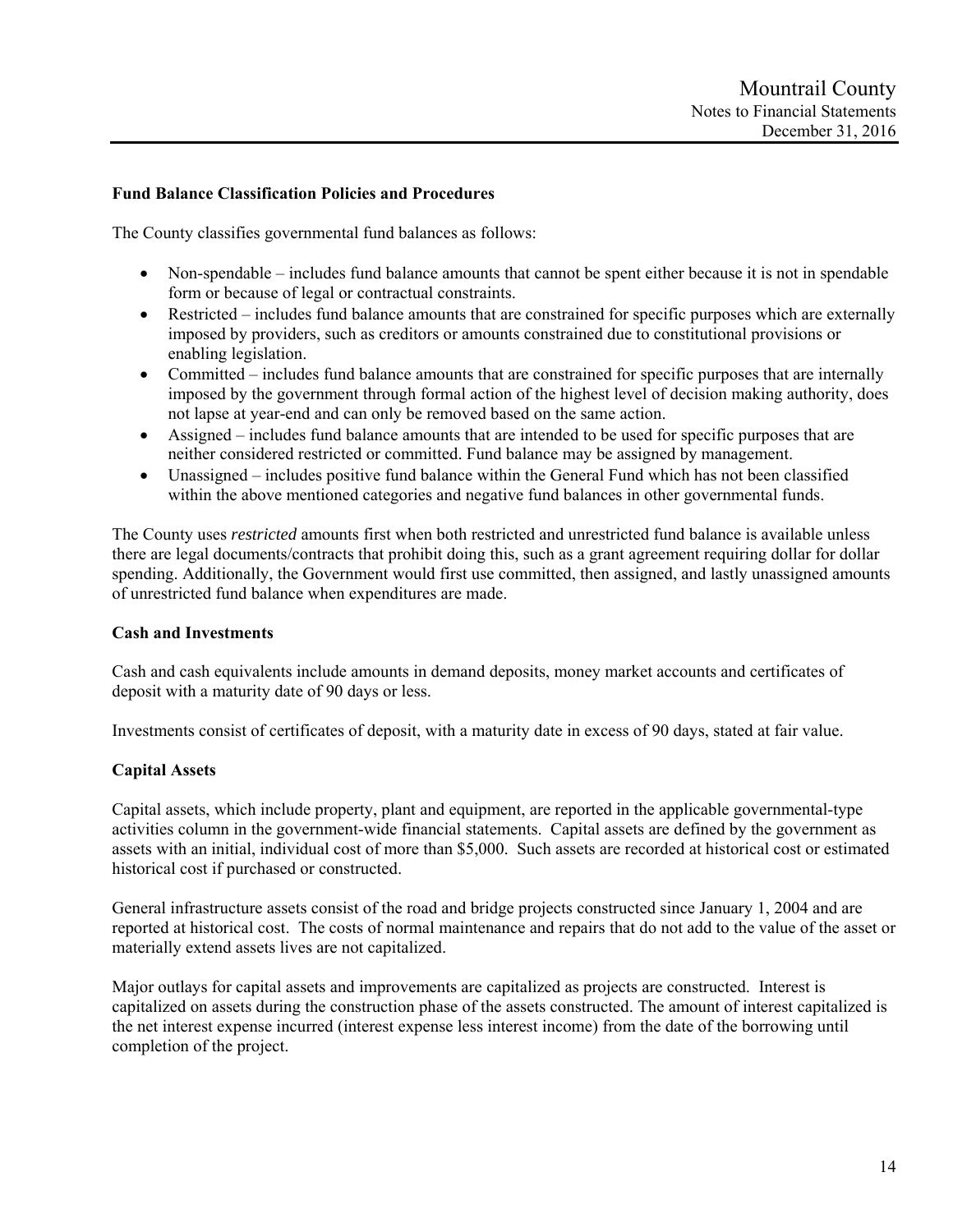### Fund Balance Classification Policies and Procedures

The County classifies governmental fund balances as follows:

- Non-spendable – includes fund balance amounts that cannot be spent either because it is not in spendable form or because of legal or contractual constraints.
- Restricted – includes fund balance amounts that are constrained for specific purposes which are externally imposed by providers, such as creditors or amounts constrained due to constitutional provisions or enabling legislation.
- Committed – includes fund balance amounts that are constrained for specific purposes that are internally imposed by the government through formal action of the highest level of decision making authority, does not lapse at year-end and can only be removed based on the same action.
- Assigned – includes fund balance amounts that are intended to be used for specific purposes that are neither considered restricted or committed. Fund balance may be assigned by management.
- Unassigned – includes positive fund balance within the General Fund which has not been classified within the above mentioned categories and negative fund balances in other governmental funds.

The County uses *restricted* amounts first when both restricted and unrestricted fund balance is available unless there are legal documents/contracts that prohibit doing this, such as a grant agreement requiring dollar for dollar spending. Additionally, the Government would first use committed, then assigned, and lastly unassigned amounts of unrestricted fund balance when expenditures are made.

### Cash and Investments

Cash and cash equivalents include amounts in demand deposits, money market accounts and certificates of deposit with a maturity date of 90 days or less.

Investments consist of certificates of deposit, with a maturity date in excess of 90 days, stated at fair value.

### Capital Assets

Capital assets, which include property, plant and equipment, are reported in the applicable governmental-type activities column in the government-wide financial statements. Capital assets are defined by the government as assets with an initial, individual cost of more than $5,000. Such assets are recorded at historical cost or estimated historical cost if purchased or constructed.

General infrastructure assets consist of the road and bridge projects constructed since January 1, 2004 and are reported at historical cost. The costs of normal maintenance and repairs that do not add to the value of the asset or materially extend assets lives are not capitalized.

Major outlays for capital assets and improvements are capitalized as projects are constructed. Interest is capitalized on assets during the construction phase of the assets constructed. The amount of interest capitalized is the net interest expense incurred (interest expense less interest income) from the date of the borrowing until completion of the project.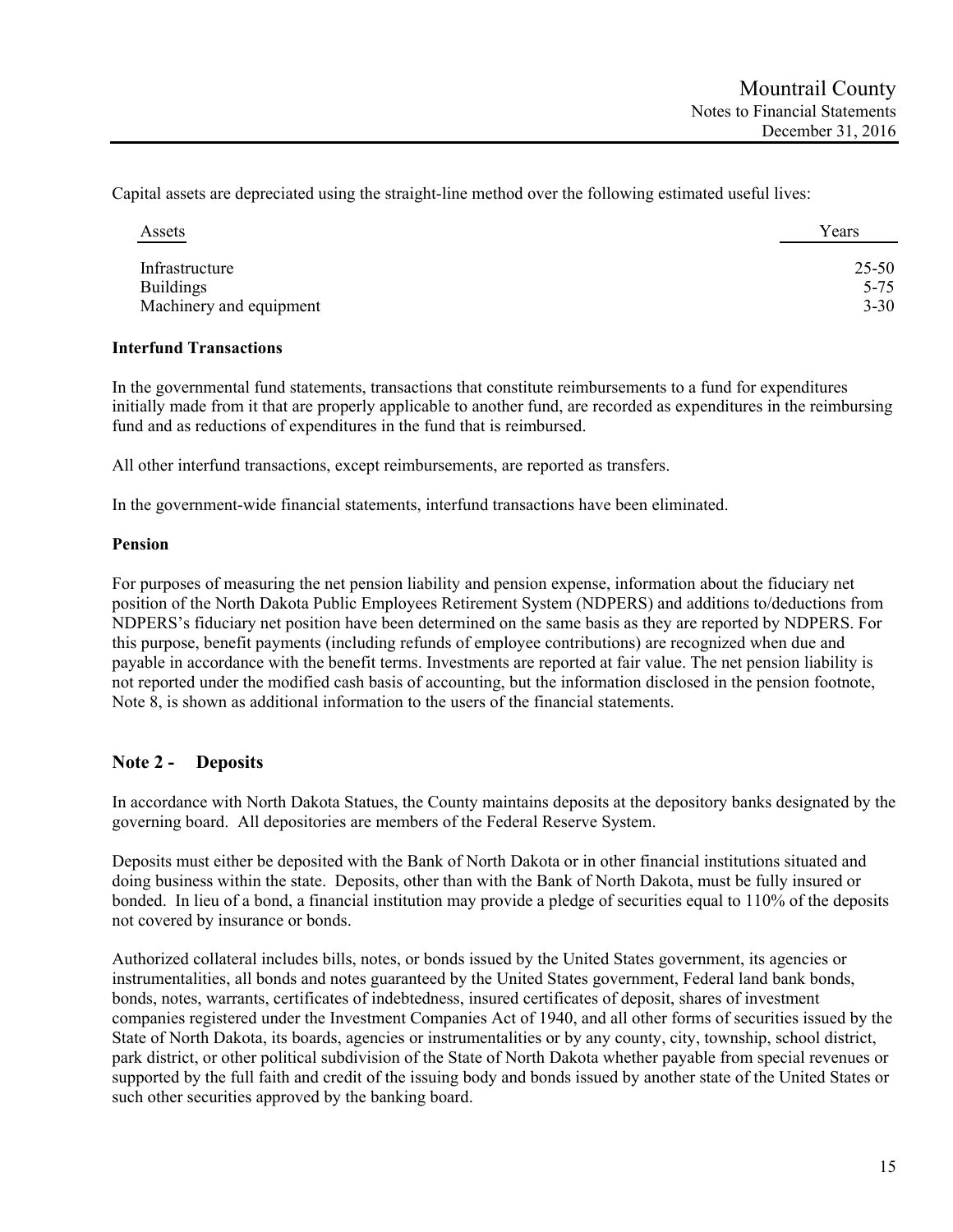Capital assets are depreciated using the straight-line method over the following estimated useful lives:

| Assets | Years |
|---|---|
| Infrastructure | 25-50 |
| Buildings | 5-75 |
| Machinery and equipment | 3-30 |

**Interfund Transactions**

In the governmental fund statements, transactions that constitute reimbursements to a fund for expenditures initially made from it that are properly applicable to another fund, are recorded as expenditures in the reimbursing fund and as reductions of expenditures in the fund that is reimbursed.

All other interfund transactions, except reimbursements, are reported as transfers.

In the government-wide financial statements, interfund transactions have been eliminated.

**Pension**

For purposes of measuring the net pension liability and pension expense, information about the fiduciary net position of the North Dakota Public Employees Retirement System (NDPERS) and additions to/deductions from NDPERS's fiduciary net position have been determined on the same basis as they are reported by NDPERS. For this purpose, benefit payments (including refunds of employee contributions) are recognized when due and payable in accordance with the benefit terms. Investments are reported at fair value. The net pension liability is not reported under the modified cash basis of accounting, but the information disclosed in the pension footnote, Note 8, is shown as additional information to the users of the financial statements.

## Note 2 - Deposits

In accordance with North Dakota Statues, the County maintains deposits at the depository banks designated by the governing board. All depositories are members of the Federal Reserve System.

Deposits must either be deposited with the Bank of North Dakota or in other financial institutions situated and doing business within the state. Deposits, other than with the Bank of North Dakota, must be fully insured or bonded. In lieu of a bond, a financial institution may provide a pledge of securities equal to 110% of the deposits not covered by insurance or bonds.

Authorized collateral includes bills, notes, or bonds issued by the United States government, its agencies or instrumentalities, all bonds and notes guaranteed by the United States government, Federal land bank bonds, bonds, notes, warrants, certificates of indebtedness, insured certificates of deposit, shares of investment companies registered under the Investment Companies Act of 1940, and all other forms of securities issued by the State of North Dakota, its boards, agencies or instrumentalities or by any county, city, township, school district, park district, or other political subdivision of the State of North Dakota whether payable from special revenues or supported by the full faith and credit of the issuing body and bonds issued by another state of the United States or such other securities approved by the banking board.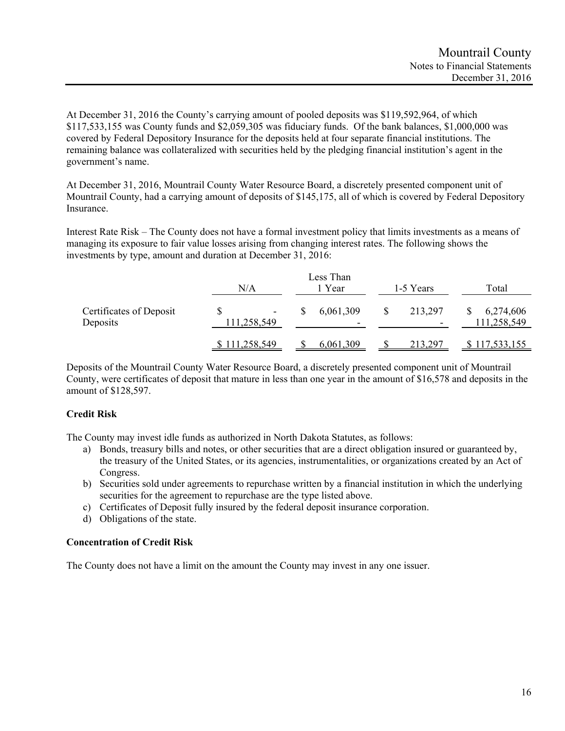At December 31, 2016 the County's carrying amount of pooled deposits was $119,592,964, of which $117,533,155 was County funds and $2,059,305 was fiduciary funds. Of the bank balances, $1,000,000 was covered by Federal Depository Insurance for the deposits held at four separate financial institutions. The remaining balance was collateralized with securities held by the pledging financial institution's agent in the government's name.

At December 31, 2016, Mountrail County Water Resource Board, a discretely presented component unit of Mountrail County, had a carrying amount of deposits of $145,175, all of which is covered by Federal Depository Insurance.

Interest Rate Risk – The County does not have a formal investment policy that limits investments as a means of managing its exposure to fair value losses arising from changing interest rates. The following shows the investments by type, amount and duration at December 31, 2016:

| | N/A | Less Than 1 Year | 1-5 Years | Total |
|---|---|---|---|---|
| Certificates of Deposit | $ - | $ 6,061,309 | $ 213,297 | $ 6,274,606 |
| Deposits | 111,258,549 | - | - | 111,258,549 |
| | $ 111,258,549 | $ 6,061,309 | $ 213,297 | $ 117,533,155 |

Deposits of the Mountrail County Water Resource Board, a discretely presented component unit of Mountrail County, were certificates of deposit that mature in less than one year in the amount of $16,578 and deposits in the amount of $128,597.

**Credit Risk**

The County may invest idle funds as authorized in North Dakota Statutes, as follows:

a) Bonds, treasury bills and notes, or other securities that are a direct obligation insured or guaranteed by, the treasury of the United States, or its agencies, instrumentalities, or organizations created by an Act of Congress.
b) Securities sold under agreements to repurchase written by a financial institution in which the underlying securities for the agreement to repurchase are the type listed above.
c) Certificates of Deposit fully insured by the federal deposit insurance corporation.
d) Obligations of the state.

**Concentration of Credit Risk**

The County does not have a limit on the amount the County may invest in any one issuer.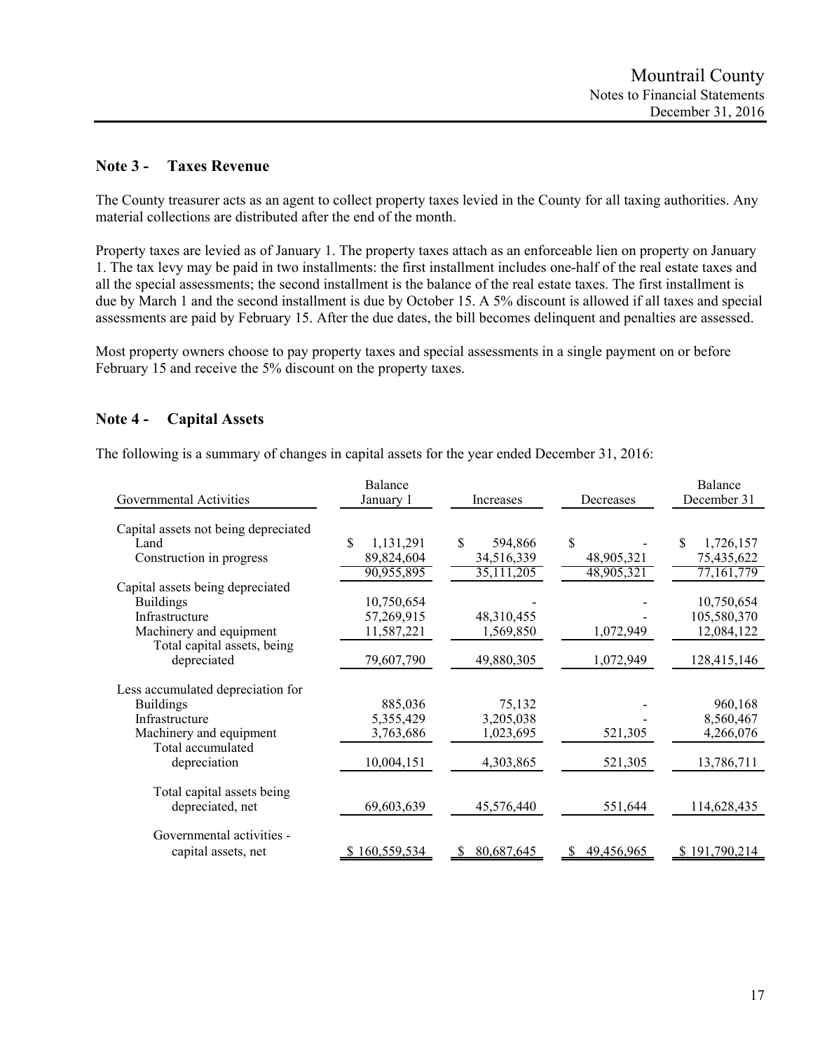## Note 3 - Taxes Revenue

The County treasurer acts as an agent to collect property taxes levied in the County for all taxing authorities. Any material collections are distributed after the end of the month.

Property taxes are levied as of January 1. The property taxes attach as an enforceable lien on property on January 1. The tax levy may be paid in two installments: the first installment includes one-half of the real estate taxes and all the special assessments; the second installment is the balance of the real estate taxes. The first installment is due by March 1 and the second installment is due by October 15. A 5% discount is allowed if all taxes and special assessments are paid by February 15. After the due dates, the bill becomes delinquent and penalties are assessed.

Most property owners choose to pay property taxes and special assessments in a single payment on or before February 15 and receive the 5% discount on the property taxes.

## Note 4 - Capital Assets

The following is a summary of changes in capital assets for the year ended December 31, 2016:

| Governmental Activities | Balance January 1 | Increases | Decreases | Balance December 31 |
|---|---|---|---|---|
| Capital assets not being depreciated | | | | |
| Land | $ 1,131,291 | $ 594,866 | $ - | $ 1,726,157 |
| Construction in progress | 89,824,604 | 34,516,339 | 48,905,321 | 75,435,622 |
| | 90,955,895 | 35,111,205 | 48,905,321 | 77,161,779 |
| Capital assets being depreciated | | | | |
| Buildings | 10,750,654 | - | - | 10,750,654 |
| Infrastructure | 57,269,915 | 48,310,455 | - | 105,580,370 |
| Machinery and equipment | 11,587,221 | 1,569,850 | 1,072,949 | 12,084,122 |
| Total capital assets, being depreciated | 79,607,790 | 49,880,305 | 1,072,949 | 128,415,146 |
| Less accumulated depreciation for | | | | |
| Buildings | 885,036 | 75,132 | - | 960,168 |
| Infrastructure | 5,355,429 | 3,205,038 | - | 8,560,467 |
| Machinery and equipment | 3,763,686 | 1,023,695 | 521,305 | 4,266,076 |
| Total accumulated depreciation | 10,004,151 | 4,303,865 | 521,305 | 13,786,711 |
| Total capital assets being depreciated, net | 69,603,639 | 45,576,440 | 551,644 | 114,628,435 |
| Governmental activities - capital assets, net | $ 160,559,534 | $ 80,687,645 | $ 49,456,965 | $ 191,790,214 |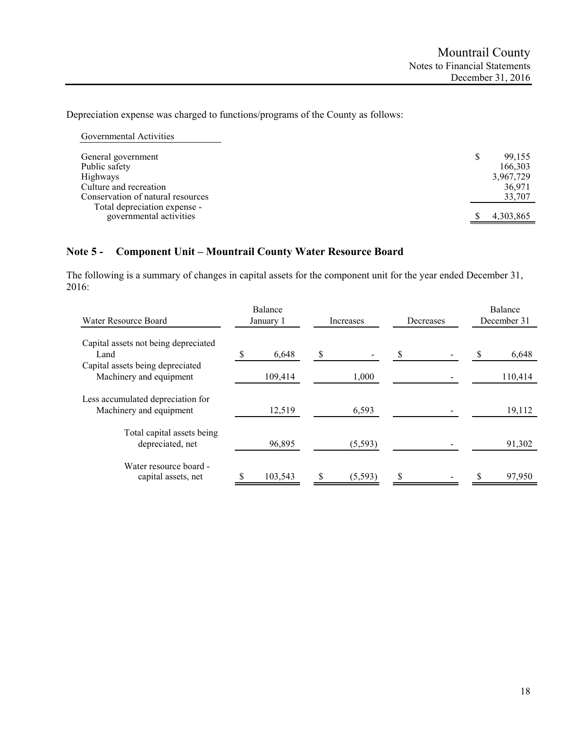Depreciation expense was charged to functions/programs of the County as follows:

| Governmental Activities | |
|---|---|
| General government | $ 99,155 |
| Public safety | 166,303 |
| Highways | 3,967,729 |
| Culture and recreation | 36,971 |
| Conservation of natural resources | 33,707 |
| Total depreciation expense - governmental activities | $ 4,303,865 |

## Note 5 - Component Unit – Mountrail County Water Resource Board

The following is a summary of changes in capital assets for the component unit for the year ended December 31, 2016:

| Water Resource Board | Balance January 1 | Increases | Decreases | Balance December 31 |
|---|---|---|---|---|
| Capital assets not being depreciated | | | | |
| Land | $ 6,648 | $ - | $ - | $ 6,648 |
| Capital assets being depreciated | | | | |
| Machinery and equipment | 109,414 | 1,000 | - | 110,414 |
| Less accumulated depreciation for | | | | |
| Machinery and equipment | 12,519 | 6,593 | - | 19,112 |
| Total capital assets being depreciated, net | 96,895 | (5,593) | - | 91,302 |
| Water resource board - capital assets, net | $ 103,543 | $ (5,593) | $ - | $ 97,950 |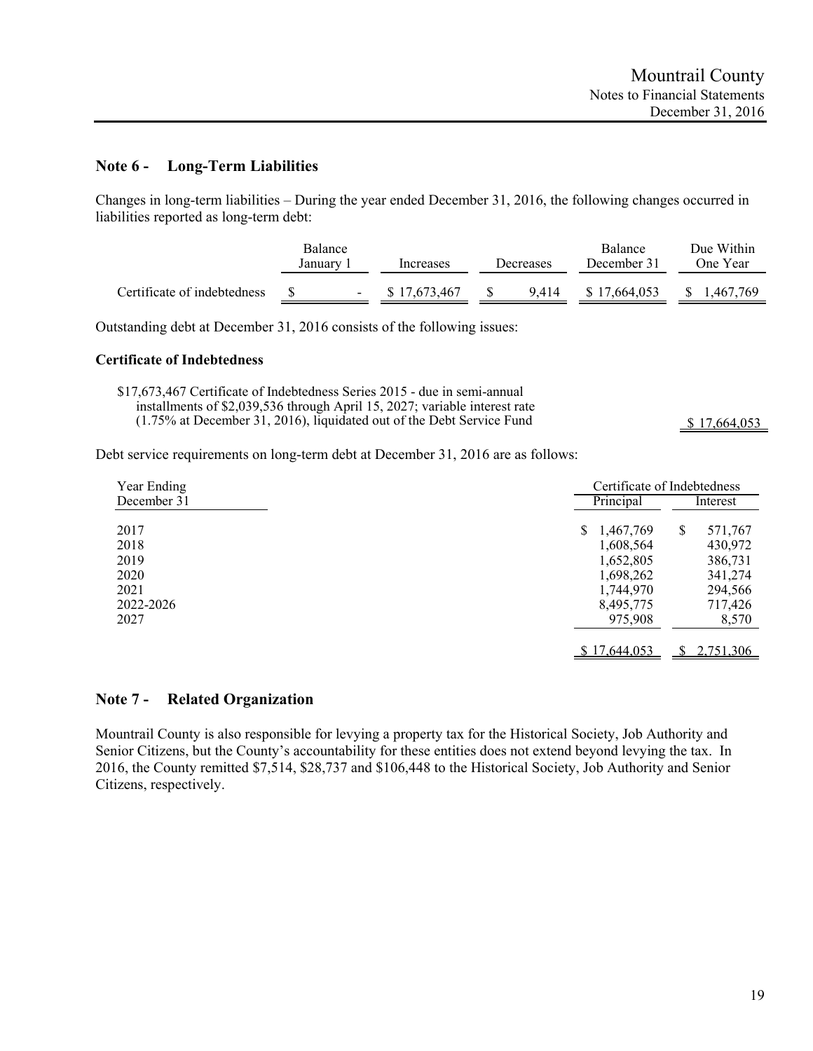## Note 6 - Long-Term Liabilities

Changes in long-term liabilities – During the year ended December 31, 2016, the following changes occurred in liabilities reported as long-term debt:

| | Balance January 1 | Increases | Decreases | Balance December 31 | Due Within One Year |
|---|---|---|---|---|---|
| Certificate of indebtedness | $ - | $ 17,673,467 | $ 9,414 | $ 17,664,053 | $ 1,467,769 |

Outstanding debt at December 31, 2016 consists of the following issues:

**Certificate of Indebtedness**

| | |
|---|---|
| $17,673,467 Certificate of Indebtedness Series 2015 - due in semi-annual installments of $2,039,536 through April 15, 2027; variable interest rate (1.75% at December 31, 2016), liquidated out of the Debt Service Fund | $ 17,664,053 |

Debt service requirements on long-term debt at December 31, 2016 are as follows:

| Year Ending December 31 | Certificate of Indebtedness Principal | Interest |
|---|---|---|
| 2017 | $ 1,467,769 | $ 571,767 |
| 2018 | 1,608,564 | 430,972 |
| 2019 | 1,652,805 | 386,731 |
| 2020 | 1,698,262 | 341,274 |
| 2021 | 1,744,970 | 294,566 |
| 2022-2026 | 8,495,775 | 717,426 |
| 2027 | 975,908 | 8,570 |
| | $ 17,644,053 | $ 2,751,306 |

## Note 7 - Related Organization

Mountrail County is also responsible for levying a property tax for the Historical Society, Job Authority and Senior Citizens, but the County's accountability for these entities does not extend beyond levying the tax. In 2016, the County remitted $7,514, $28,737 and $106,448 to the Historical Society, Job Authority and Senior Citizens, respectively.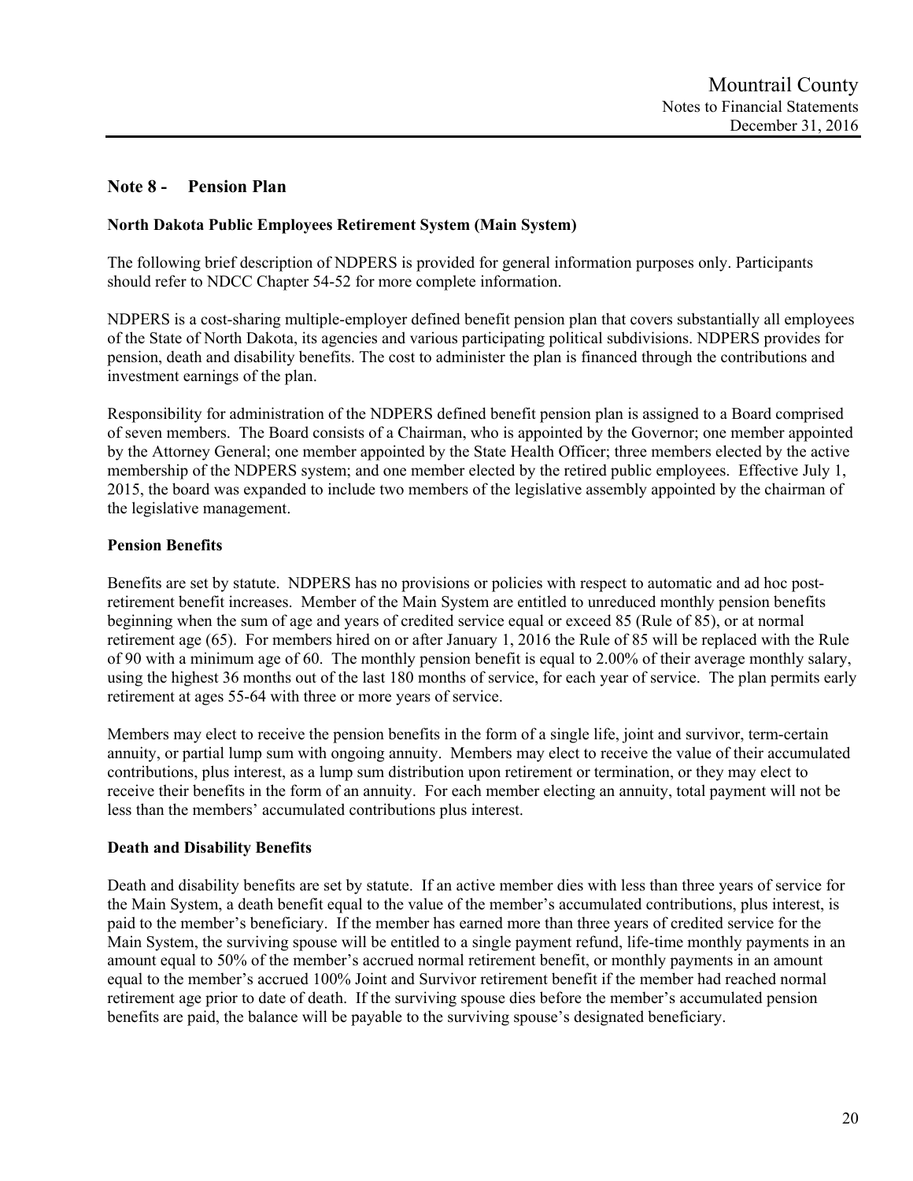## Note 8 - Pension Plan

### North Dakota Public Employees Retirement System (Main System)

The following brief description of NDPERS is provided for general information purposes only. Participants should refer to NDCC Chapter 54-52 for more complete information.

NDPERS is a cost-sharing multiple-employer defined benefit pension plan that covers substantially all employees of the State of North Dakota, its agencies and various participating political subdivisions. NDPERS provides for pension, death and disability benefits. The cost to administer the plan is financed through the contributions and investment earnings of the plan.

Responsibility for administration of the NDPERS defined benefit pension plan is assigned to a Board comprised of seven members. The Board consists of a Chairman, who is appointed by the Governor; one member appointed by the Attorney General; one member appointed by the State Health Officer; three members elected by the active membership of the NDPERS system; and one member elected by the retired public employees. Effective July 1, 2015, the board was expanded to include two members of the legislative assembly appointed by the chairman of the legislative management.

### Pension Benefits

Benefits are set by statute. NDPERS has no provisions or policies with respect to automatic and ad hoc post-retirement benefit increases. Member of the Main System are entitled to unreduced monthly pension benefits beginning when the sum of age and years of credited service equal or exceed 85 (Rule of 85), or at normal retirement age (65). For members hired on or after January 1, 2016 the Rule of 85 will be replaced with the Rule of 90 with a minimum age of 60. The monthly pension benefit is equal to 2.00% of their average monthly salary, using the highest 36 months out of the last 180 months of service, for each year of service. The plan permits early retirement at ages 55-64 with three or more years of service.

Members may elect to receive the pension benefits in the form of a single life, joint and survivor, term-certain annuity, or partial lump sum with ongoing annuity. Members may elect to receive the value of their accumulated contributions, plus interest, as a lump sum distribution upon retirement or termination, or they may elect to receive their benefits in the form of an annuity. For each member electing an annuity, total payment will not be less than the members' accumulated contributions plus interest.

### Death and Disability Benefits

Death and disability benefits are set by statute. If an active member dies with less than three years of service for the Main System, a death benefit equal to the value of the member's accumulated contributions, plus interest, is paid to the member's beneficiary. If the member has earned more than three years of credited service for the Main System, the surviving spouse will be entitled to a single payment refund, life-time monthly payments in an amount equal to 50% of the member's accrued normal retirement benefit, or monthly payments in an amount equal to the member's accrued 100% Joint and Survivor retirement benefit if the member had reached normal retirement age prior to date of death. If the surviving spouse dies before the member's accumulated pension benefits are paid, the balance will be payable to the surviving spouse's designated beneficiary.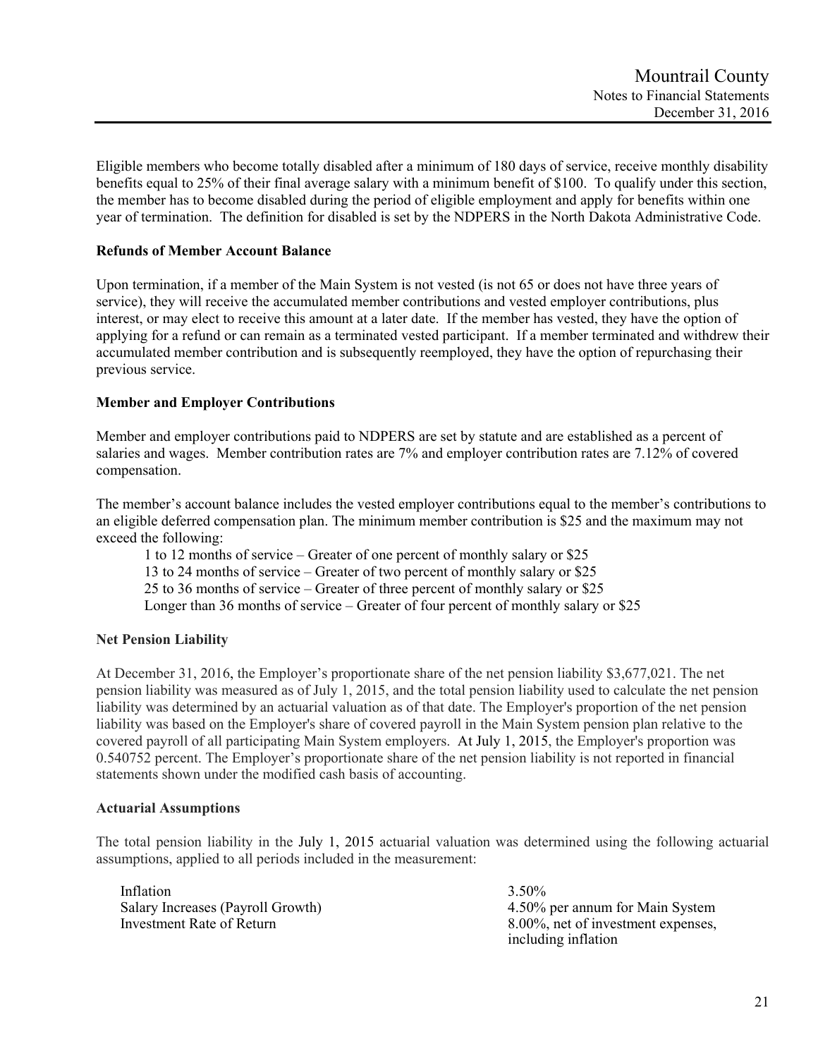Eligible members who become totally disabled after a minimum of 180 days of service, receive monthly disability benefits equal to 25% of their final average salary with a minimum benefit of $100. To qualify under this section, the member has to become disabled during the period of eligible employment and apply for benefits within one year of termination. The definition for disabled is set by the NDPERS in the North Dakota Administrative Code.

**Refunds of Member Account Balance**

Upon termination, if a member of the Main System is not vested (is not 65 or does not have three years of service), they will receive the accumulated member contributions and vested employer contributions, plus interest, or may elect to receive this amount at a later date. If the member has vested, they have the option of applying for a refund or can remain as a terminated vested participant. If a member terminated and withdrew their accumulated member contribution and is subsequently reemployed, they have the option of repurchasing their previous service.

**Member and Employer Contributions**

Member and employer contributions paid to NDPERS are set by statute and are established as a percent of salaries and wages. Member contribution rates are 7% and employer contribution rates are 7.12% of covered compensation.

The member's account balance includes the vested employer contributions equal to the member's contributions to an eligible deferred compensation plan. The minimum member contribution is $25 and the maximum may not exceed the following:

1 to 12 months of service – Greater of one percent of monthly salary or $25
13 to 24 months of service – Greater of two percent of monthly salary or $25
25 to 36 months of service – Greater of three percent of monthly salary or $25
Longer than 36 months of service – Greater of four percent of monthly salary or $25

**Net Pension Liability**

At December 31, 2016, the Employer's proportionate share of the net pension liability $3,677,021. The net pension liability was measured as of July 1, 2015, and the total pension liability used to calculate the net pension liability was determined by an actuarial valuation as of that date. The Employer's proportion of the net pension liability was based on the Employer's share of covered payroll in the Main System pension plan relative to the covered payroll of all participating Main System employers. At July 1, 2015, the Employer's proportion was 0.540752 percent. The Employer's proportionate share of the net pension liability is not reported in financial statements shown under the modified cash basis of accounting.

**Actuarial Assumptions**

The total pension liability in the July 1, 2015 actuarial valuation was determined using the following actuarial assumptions, applied to all periods included in the measurement:

| | |
|---|---|
| Inflation | 3.50% |
| Salary Increases (Payroll Growth) | 4.50% per annum for Main System |
| Investment Rate of Return | 8.00%, net of investment expenses, including inflation |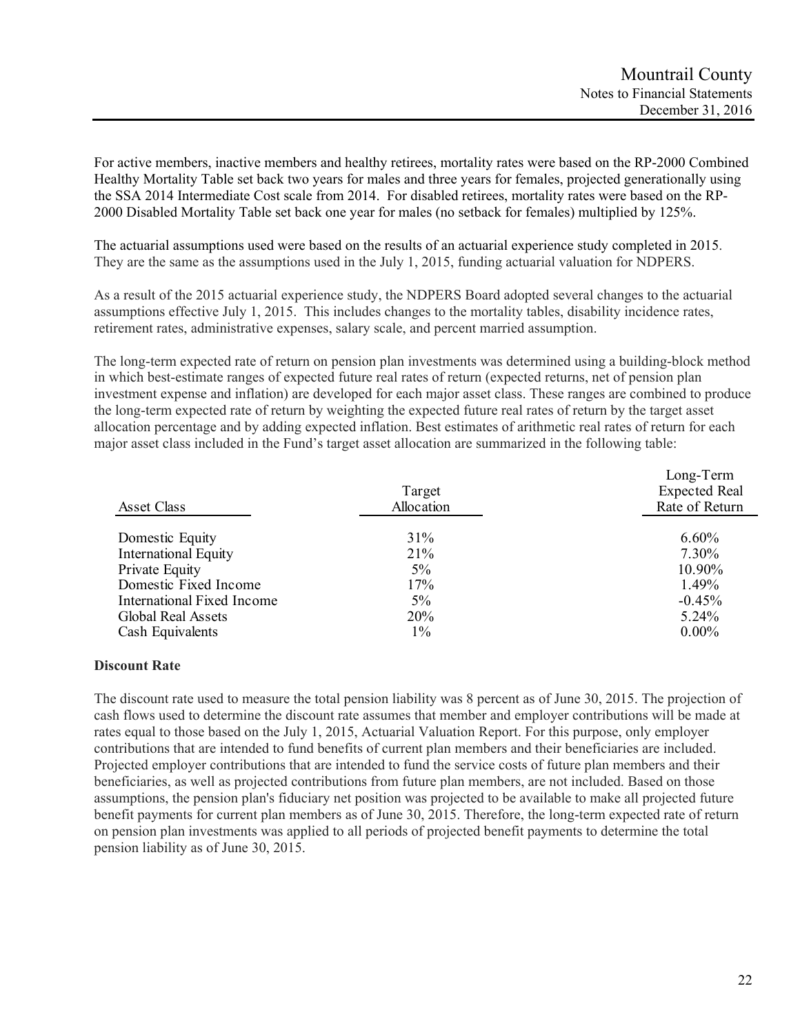For active members, inactive members and healthy retirees, mortality rates were based on the RP-2000 Combined Healthy Mortality Table set back two years for males and three years for females, projected generationally using the SSA 2014 Intermediate Cost scale from 2014. For disabled retirees, mortality rates were based on the RP-2000 Disabled Mortality Table set back one year for males (no setback for females) multiplied by 125%.

The actuarial assumptions used were based on the results of an actuarial experience study completed in 2015. They are the same as the assumptions used in the July 1, 2015, funding actuarial valuation for NDPERS.

As a result of the 2015 actuarial experience study, the NDPERS Board adopted several changes to the actuarial assumptions effective July 1, 2015. This includes changes to the mortality tables, disability incidence rates, retirement rates, administrative expenses, salary scale, and percent married assumption.

The long-term expected rate of return on pension plan investments was determined using a building-block method in which best-estimate ranges of expected future real rates of return (expected returns, net of pension plan investment expense and inflation) are developed for each major asset class. These ranges are combined to produce the long-term expected rate of return by weighting the expected future real rates of return by the target asset allocation percentage and by adding expected inflation. Best estimates of arithmetic real rates of return for each major asset class included in the Fund's target asset allocation are summarized in the following table:

| Asset Class | Target Allocation | Long-Term Expected Real Rate of Return |
|---|---|---|
| Domestic Equity | 31% | 6.60% |
| International Equity | 21% | 7.30% |
| Private Equity | 5% | 10.90% |
| Domestic Fixed Income | 17% | 1.49% |
| International Fixed Income | 5% | -0.45% |
| Global Real Assets | 20% | 5.24% |
| Cash Equivalents | 1% | 0.00% |

**Discount Rate**

The discount rate used to measure the total pension liability was 8 percent as of June 30, 2015. The projection of cash flows used to determine the discount rate assumes that member and employer contributions will be made at rates equal to those based on the July 1, 2015, Actuarial Valuation Report. For this purpose, only employer contributions that are intended to fund benefits of current plan members and their beneficiaries are included. Projected employer contributions that are intended to fund the service costs of future plan members and their beneficiaries, as well as projected contributions from future plan members, are not included. Based on those assumptions, the pension plan's fiduciary net position was projected to be available to make all projected future benefit payments for current plan members as of June 30, 2015. Therefore, the long-term expected rate of return on pension plan investments was applied to all periods of projected benefit payments to determine the total pension liability as of June 30, 2015.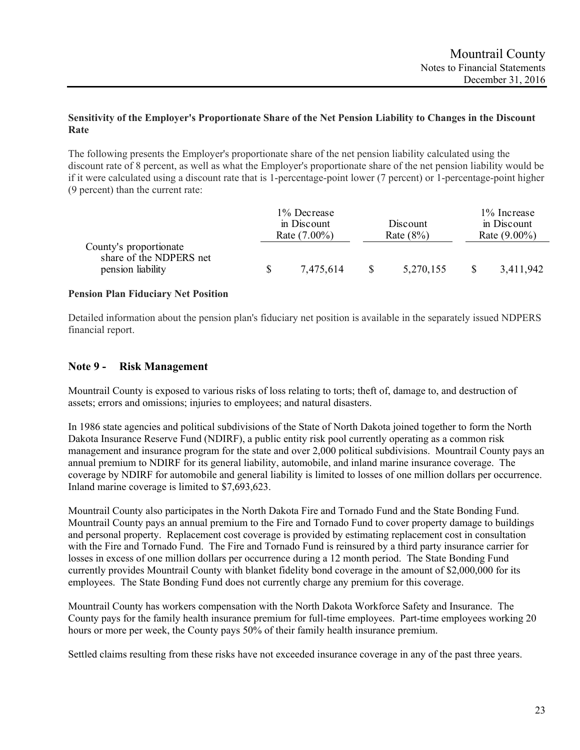**Sensitivity of the Employer's Proportionate Share of the Net Pension Liability to Changes in the Discount Rate**

The following presents the Employer's proportionate share of the net pension liability calculated using the discount rate of 8 percent, as well as what the Employer's proportionate share of the net pension liability would be if it were calculated using a discount rate that is 1-percentage-point lower (7 percent) or 1-percentage-point higher (9 percent) than the current rate:

| | 1% Decrease in Discount Rate (7.00%) | Discount Rate (8%) | 1% Increase in Discount Rate (9.00%) |
|---|---|---|---|
| County's proportionate share of the NDPERS net pension liability | $ 7,475,614 | $ 5,270,155 | $ 3,411,942 |

**Pension Plan Fiduciary Net Position**

Detailed information about the pension plan's fiduciary net position is available in the separately issued NDPERS financial report.

## Note 9 - Risk Management

Mountrail County is exposed to various risks of loss relating to torts; theft of, damage to, and destruction of assets; errors and omissions; injuries to employees; and natural disasters.

In 1986 state agencies and political subdivisions of the State of North Dakota joined together to form the North Dakota Insurance Reserve Fund (NDIRF), a public entity risk pool currently operating as a common risk management and insurance program for the state and over 2,000 political subdivisions. Mountrail County pays an annual premium to NDIRF for its general liability, automobile, and inland marine insurance coverage. The coverage by NDIRF for automobile and general liability is limited to losses of one million dollars per occurrence. Inland marine coverage is limited to $7,693,623.

Mountrail County also participates in the North Dakota Fire and Tornado Fund and the State Bonding Fund. Mountrail County pays an annual premium to the Fire and Tornado Fund to cover property damage to buildings and personal property. Replacement cost coverage is provided by estimating replacement cost in consultation with the Fire and Tornado Fund. The Fire and Tornado Fund is reinsured by a third party insurance carrier for losses in excess of one million dollars per occurrence during a 12 month period. The State Bonding Fund currently provides Mountrail County with blanket fidelity bond coverage in the amount of $2,000,000 for its employees. The State Bonding Fund does not currently charge any premium for this coverage.

Mountrail County has workers compensation with the North Dakota Workforce Safety and Insurance. The County pays for the family health insurance premium for full-time employees. Part-time employees working 20 hours or more per week, the County pays 50% of their family health insurance premium.

Settled claims resulting from these risks have not exceeded insurance coverage in any of the past three years.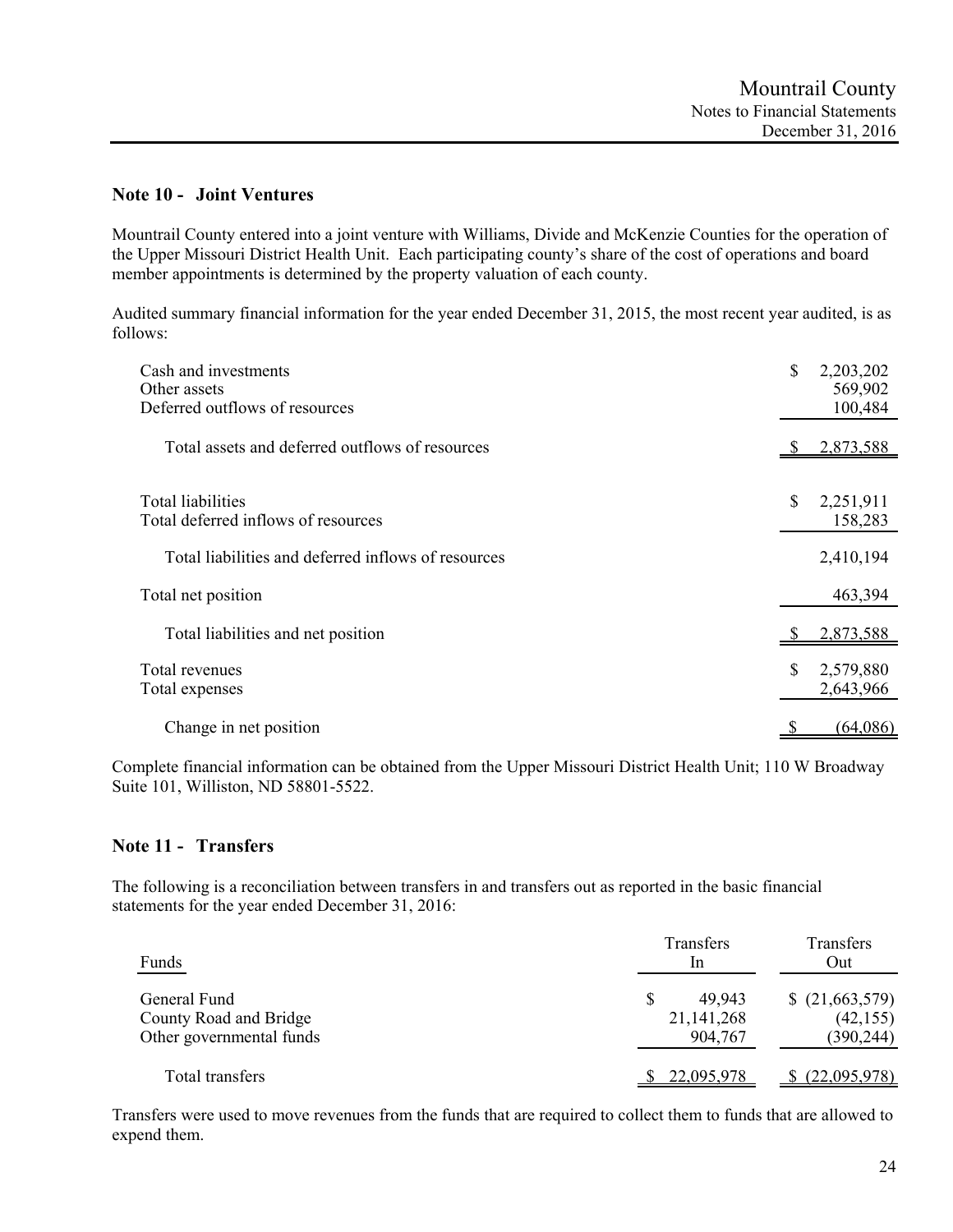## Note 10 - Joint Ventures

Mountrail County entered into a joint venture with Williams, Divide and McKenzie Counties for the operation of the Upper Missouri District Health Unit. Each participating county's share of the cost of operations and board member appointments is determined by the property valuation of each county.

Audited summary financial information for the year ended December 31, 2015, the most recent year audited, is as follows:

| | |
|---|---|
| Cash and investments | $ 2,203,202 |
| Other assets | 569,902 |
| Deferred outflows of resources | 100,484 |
| Total assets and deferred outflows of resources | $ 2,873,588 |
| Total liabilities | $ 2,251,911 |
| Total deferred inflows of resources | 158,283 |
| Total liabilities and deferred inflows of resources | 2,410,194 |
| Total net position | 463,394 |
| Total liabilities and net position | $ 2,873,588 |
| Total revenues | $ 2,579,880 |
| Total expenses | 2,643,966 |
| Change in net position | $ (64,086) |

Complete financial information can be obtained from the Upper Missouri District Health Unit; 110 W Broadway Suite 101, Williston, ND 58801-5522.

## Note 11 - Transfers

The following is a reconciliation between transfers in and transfers out as reported in the basic financial statements for the year ended December 31, 2016:

| Funds | Transfers In | Transfers Out |
|---|---|---|
| General Fund | $ 49,943 | $ (21,663,579) |
| County Road and Bridge | 21,141,268 | (42,155) |
| Other governmental funds | 904,767 | (390,244) |
| Total transfers | $ 22,095,978 | $ (22,095,978) |

Transfers were used to move revenues from the funds that are required to collect them to funds that are allowed to expend them.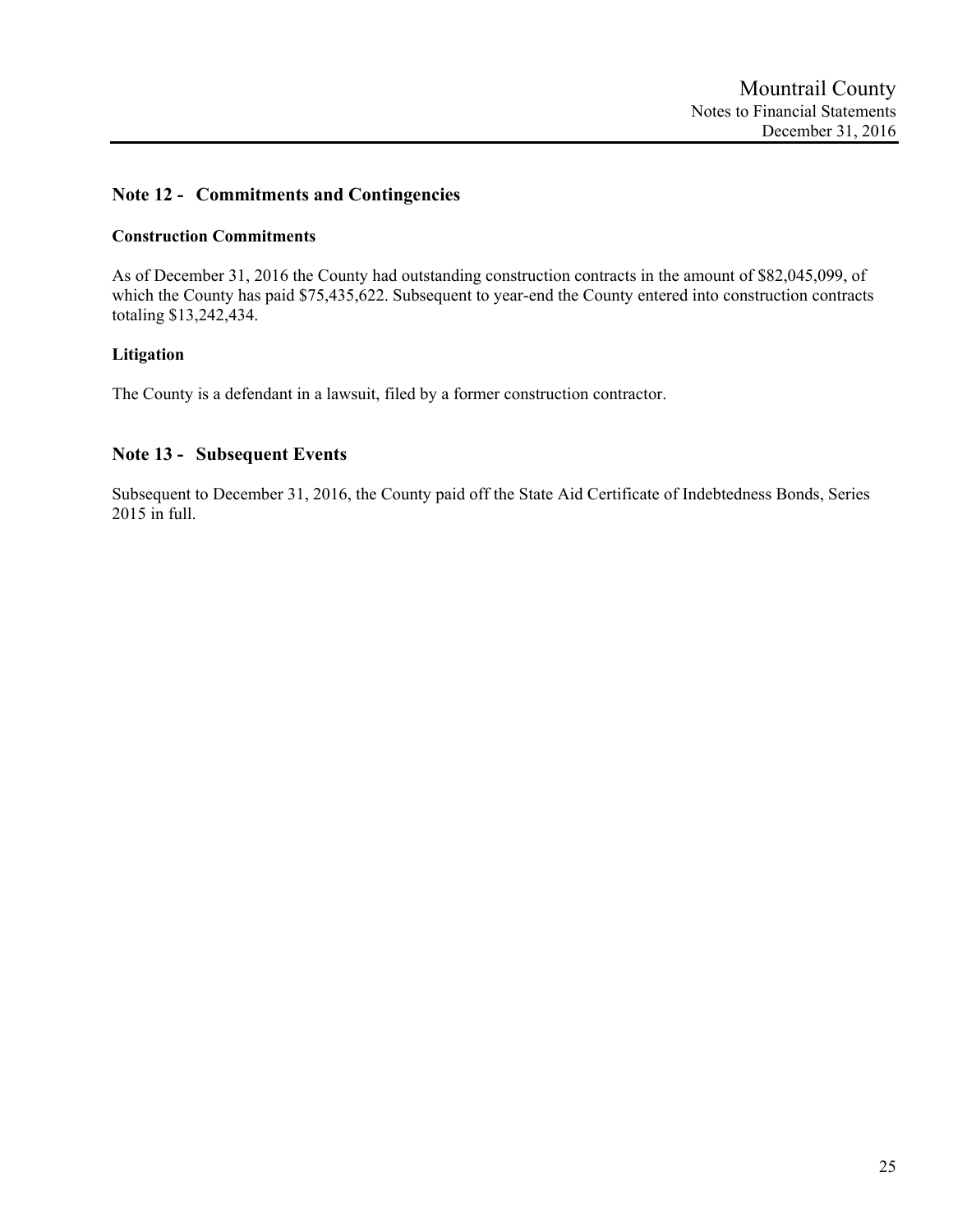## Note 12 - Commitments and Contingencies

### Construction Commitments

As of December 31, 2016 the County had outstanding construction contracts in the amount of $82,045,099, of which the County has paid $75,435,622. Subsequent to year-end the County entered into construction contracts totaling $13,242,434.

### Litigation

The County is a defendant in a lawsuit, filed by a former construction contractor.

## Note 13 - Subsequent Events

Subsequent to December 31, 2016, the County paid off the State Aid Certificate of Indebtedness Bonds, Series 2015 in full.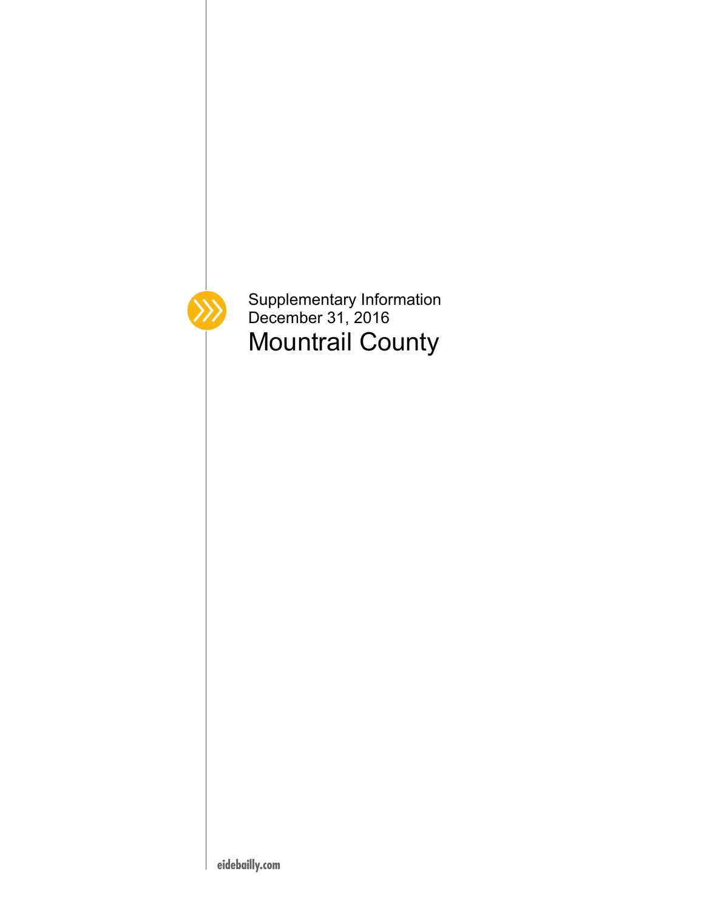Supplementary Information
December 31, 2016

# Mountrail County

eidebailly.com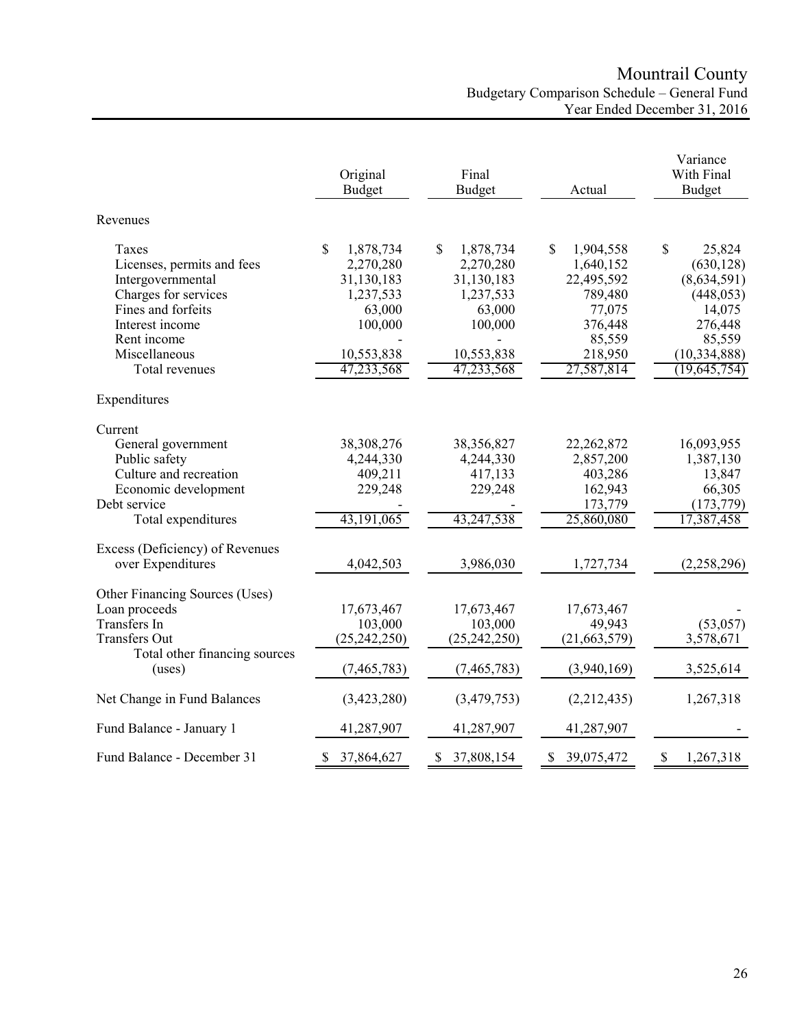# Mountrail County

## Budgetary Comparison Schedule – General Fund

### Year Ended December 31, 2016

| | Original Budget | Final Budget | Actual | Variance With Final Budget |
|---|---|---|---|---|
| **Revenues** | | | | |
| Taxes | $ 1,878,734 | $ 1,878,734 | $ 1,904,558 | $ 25,824 |
| Licenses, permits and fees | 2,270,280 | 2,270,280 | 1,640,152 | (630,128) |
| Intergovernmental | 31,130,183 | 31,130,183 | 22,495,592 | (8,634,591) |
| Charges for services | 1,237,533 | 1,237,533 | 789,480 | (448,053) |
| Fines and forfeits | 63,000 | 63,000 | 77,075 | 14,075 |
| Interest income | 100,000 | 100,000 | 376,448 | 276,448 |
| Rent income | - | - | 85,559 | 85,559 |
| Miscellaneous | 10,553,838 | 10,553,838 | 218,950 | (10,334,888) |
| Total revenues | 47,233,568 | 47,233,568 | 27,587,814 | (19,645,754) |
| **Expenditures** | | | | |
| Current | | | | |
| General government | 38,308,276 | 38,356,827 | 22,262,872 | 16,093,955 |
| Public safety | 4,244,330 | 4,244,330 | 2,857,200 | 1,387,130 |
| Culture and recreation | 409,211 | 417,133 | 403,286 | 13,847 |
| Economic development | 229,248 | 229,248 | 162,943 | 66,305 |
| Debt service | - | - | 173,779 | (173,779) |
| Total expenditures | 43,191,065 | 43,247,538 | 25,860,080 | 17,387,458 |
| Excess (Deficiency) of Revenues over Expenditures | 4,042,503 | 3,986,030 | 1,727,734 | (2,258,296) |
| **Other Financing Sources (Uses)** | | | | |
| Loan proceeds | 17,673,467 | 17,673,467 | 17,673,467 | - |
| Transfers In | 103,000 | 103,000 | 49,943 | (53,057) |
| Transfers Out | (25,242,250) | (25,242,250) | (21,663,579) | 3,578,671 |
| Total other financing sources (uses) | (7,465,783) | (7,465,783) | (3,940,169) | 3,525,614 |
| Net Change in Fund Balances | (3,423,280) | (3,479,753) | (2,212,435) | 1,267,318 |
| Fund Balance - January 1 | 41,287,907 | 41,287,907 | 41,287,907 | - |
| Fund Balance - December 31 | $ 37,864,627 | $ 37,808,154 | $ 39,075,472 | $ 1,267,318 |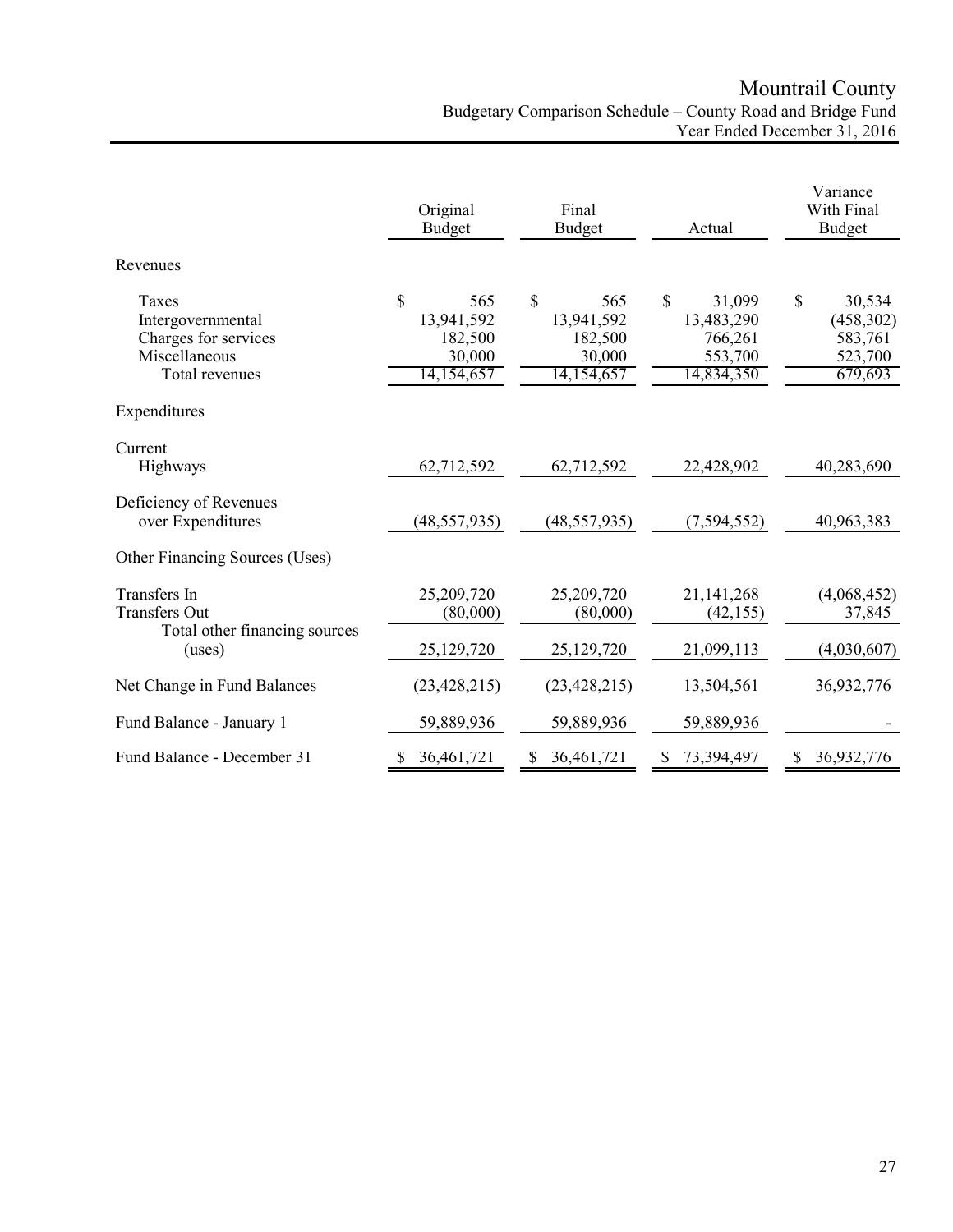# Mountrail County

Budgetary Comparison Schedule – County Road and Bridge Fund
Year Ended December 31, 2016

| | Original Budget | Final Budget | Actual | Variance With Final Budget |
|---|---|---|---|---|
| **Revenues** | | | | |
| Taxes | $ 565 | $ 565 | $ 31,099 | $ 30,534 |
| Intergovernmental | 13,941,592 | 13,941,592 | 13,483,290 | (458,302) |
| Charges for services | 182,500 | 182,500 | 766,261 | 583,761 |
| Miscellaneous | 30,000 | 30,000 | 553,700 | 523,700 |
| Total revenues | 14,154,657 | 14,154,657 | 14,834,350 | 679,693 |
| **Expenditures** | | | | |
| Current | | | | |
| Highways | 62,712,592 | 62,712,592 | 22,428,902 | 40,283,690 |
| Deficiency of Revenues over Expenditures | (48,557,935) | (48,557,935) | (7,594,552) | 40,963,383 |
| **Other Financing Sources (Uses)** | | | | |
| Transfers In | 25,209,720 | 25,209,720 | 21,141,268 | (4,068,452) |
| Transfers Out | (80,000) | (80,000) | (42,155) | 37,845 |
| Total other financing sources (uses) | 25,129,720 | 25,129,720 | 21,099,113 | (4,030,607) |
| Net Change in Fund Balances | (23,428,215) | (23,428,215) | 13,504,561 | 36,932,776 |
| Fund Balance - January 1 | 59,889,936 | 59,889,936 | 59,889,936 | - |
| Fund Balance - December 31 | $ 36,461,721 | $ 36,461,721 | $ 73,394,497 | $ 36,932,776 |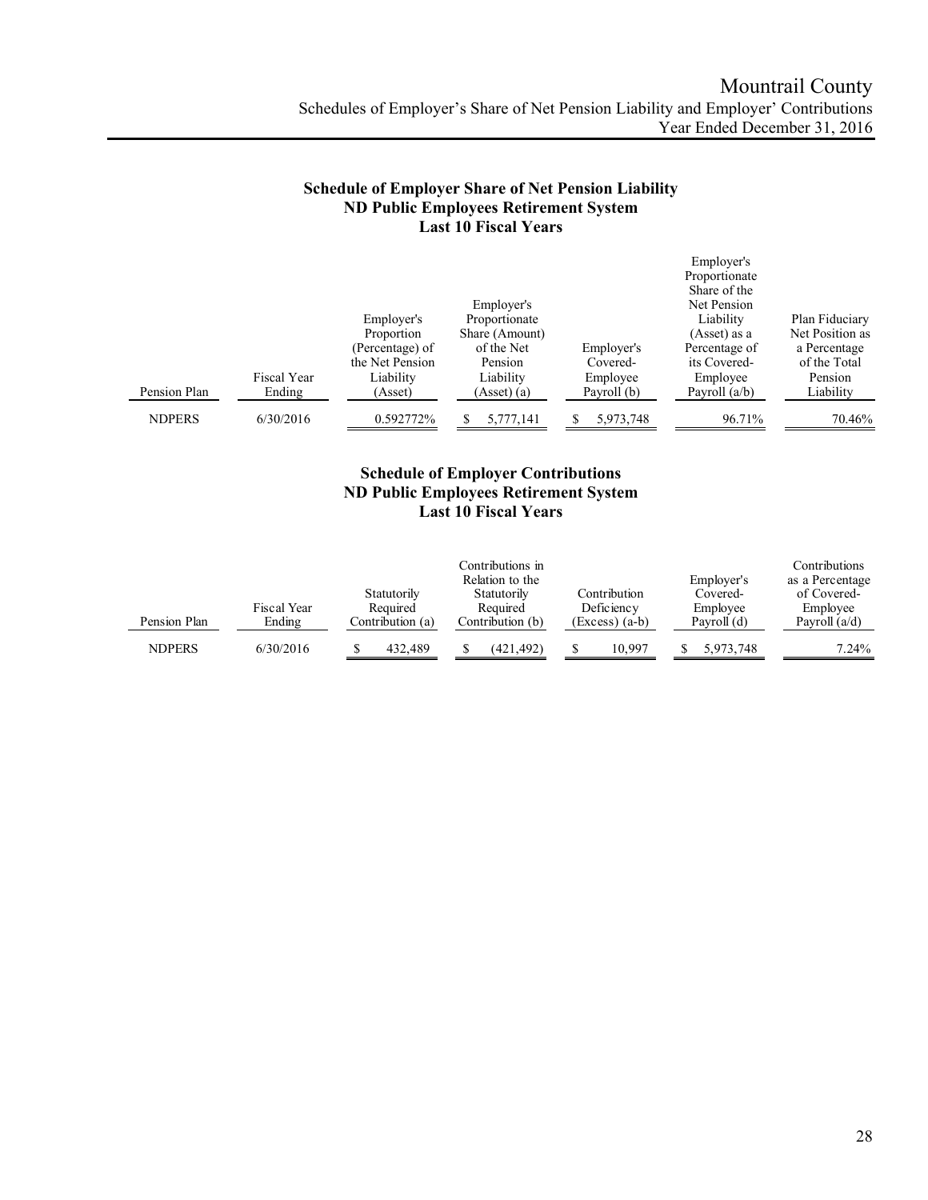# Mountrail County

Schedules of Employer's Share of Net Pension Liability and Employer' Contributions
Year Ended December 31, 2016

## Schedule of Employer Share of Net Pension Liability
## ND Public Employees Retirement System
## Last 10 Fiscal Years

| Pension Plan | Fiscal Year Ending | Employer's Proportion (Percentage) of the Net Pension Liability (Asset) | Employer's Proportionate Share (Amount) of the Net Pension Liability (Asset) (a) | Employer's Covered-Employee Payroll (b) | Employer's Proportionate Share of the Net Pension Liability (Asset) as a Percentage of its Covered-Employee Payroll (a/b) | Plan Fiduciary Net Position as a Percentage of the Total Pension Liability |
|---|---|---|---|---|---|---|
| NDPERS | 6/30/2016 | 0.592772% | $ 5,777,141 | $ 5,973,748 | 96.71% | 70.46% |

## Schedule of Employer Contributions
## ND Public Employees Retirement System
## Last 10 Fiscal Years

| Pension Plan | Fiscal Year Ending | Statutorily Required Contribution (a) | Contributions in Relation to the Statutorily Required Contribution (b) | Contribution Deficiency (Excess) (a-b) | Employer's Covered-Employee Payroll (d) | Contributions as a Percentage of Covered-Employee Payroll (a/d) |
|---|---|---|---|---|---|---|
| NDPERS | 6/30/2016 | $ 432,489 | $ (421,492) | $ 10,997 | $ 5,973,748 | 7.24% |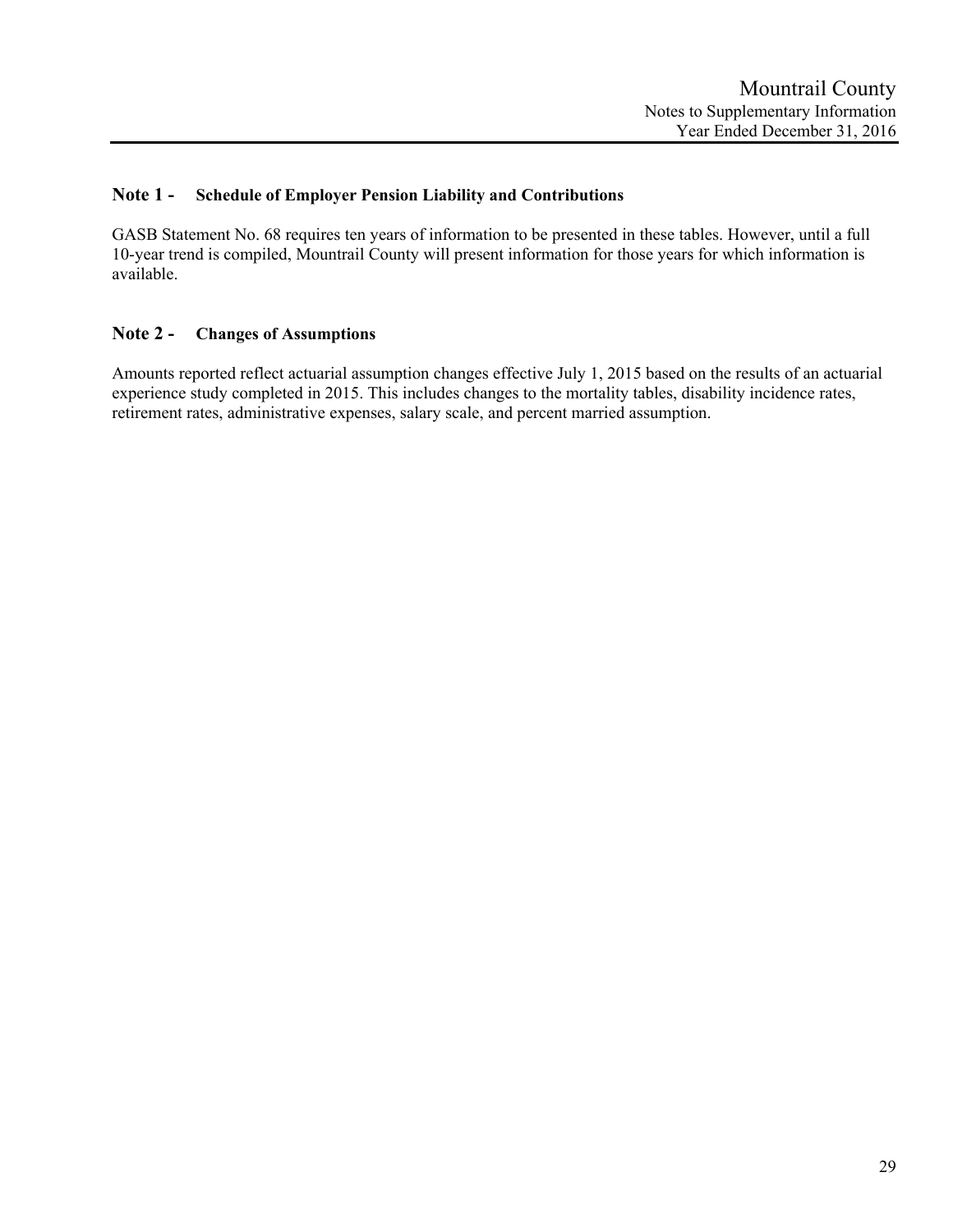## Note 1 - Schedule of Employer Pension Liability and Contributions

GASB Statement No. 68 requires ten years of information to be presented in these tables. However, until a full 10-year trend is compiled, Mountrail County will present information for those years for which information is available.

## Note 2 - Changes of Assumptions

Amounts reported reflect actuarial assumption changes effective July 1, 2015 based on the results of an actuarial experience study completed in 2015. This includes changes to the mortality tables, disability incidence rates, retirement rates, administrative expenses, salary scale, and percent married assumption.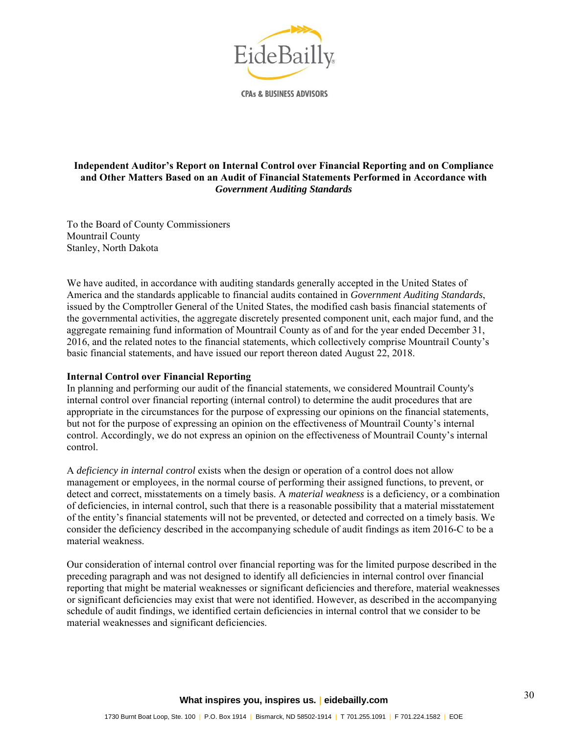**Independent Auditor's Report on Internal Control over Financial Reporting and on Compliance and Other Matters Based on an Audit of Financial Statements Performed in Accordance with *Government Auditing Standards***

To the Board of County Commissioners
Mountrail County
Stanley, North Dakota

We have audited, in accordance with auditing standards generally accepted in the United States of America and the standards applicable to financial audits contained in *Government Auditing Standards*, issued by the Comptroller General of the United States, the modified cash basis financial statements of the governmental activities, the aggregate discretely presented component unit, each major fund, and the aggregate remaining fund information of Mountrail County as of and for the year ended December 31, 2016, and the related notes to the financial statements, which collectively comprise Mountrail County's basic financial statements, and have issued our report thereon dated August 22, 2018.

**Internal Control over Financial Reporting**

In planning and performing our audit of the financial statements, we considered Mountrail County's internal control over financial reporting (internal control) to determine the audit procedures that are appropriate in the circumstances for the purpose of expressing our opinions on the financial statements, but not for the purpose of expressing an opinion on the effectiveness of Mountrail County's internal control. Accordingly, we do not express an opinion on the effectiveness of Mountrail County's internal control.

A *deficiency in internal control* exists when the design or operation of a control does not allow management or employees, in the normal course of performing their assigned functions, to prevent, or detect and correct, misstatements on a timely basis. A *material weakness* is a deficiency, or a combination of deficiencies, in internal control, such that there is a reasonable possibility that a material misstatement of the entity's financial statements will not be prevented, or detected and corrected on a timely basis. We consider the deficiency described in the accompanying schedule of audit findings as item 2016-C to be a material weakness.

Our consideration of internal control over financial reporting was for the limited purpose described in the preceding paragraph and was not designed to identify all deficiencies in internal control over financial reporting that might be material weaknesses or significant deficiencies and therefore, material weaknesses or significant deficiencies may exist that were not identified. However, as described in the accompanying schedule of audit findings, we identified certain deficiencies in internal control that we consider to be material weaknesses and significant deficiencies.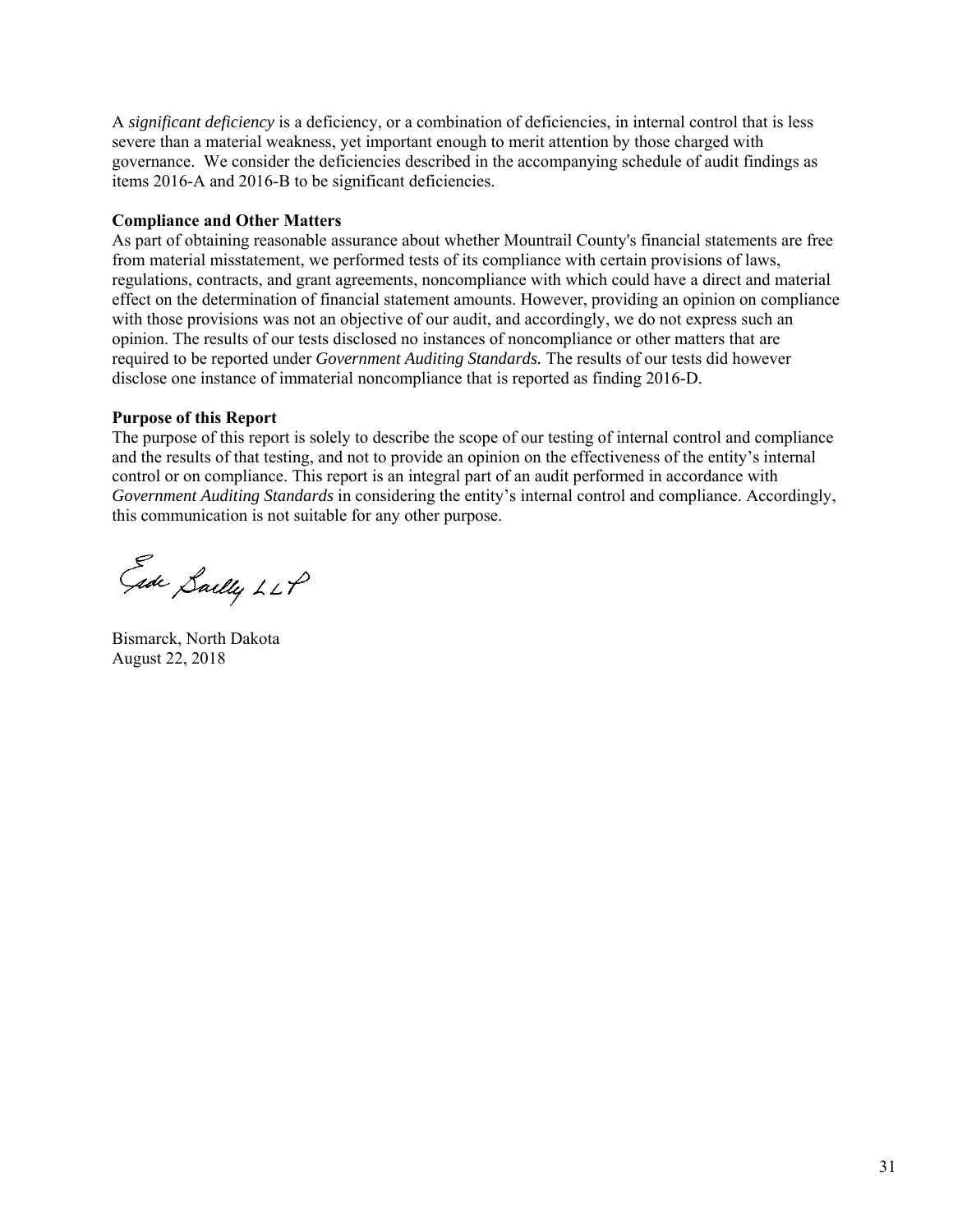A *significant deficiency* is a deficiency, or a combination of deficiencies, in internal control that is less severe than a material weakness, yet important enough to merit attention by those charged with governance. We consider the deficiencies described in the accompanying schedule of audit findings as items 2016-A and 2016-B to be significant deficiencies.

**Compliance and Other Matters**

As part of obtaining reasonable assurance about whether Mountrail County's financial statements are free from material misstatement, we performed tests of its compliance with certain provisions of laws, regulations, contracts, and grant agreements, noncompliance with which could have a direct and material effect on the determination of financial statement amounts. However, providing an opinion on compliance with those provisions was not an objective of our audit, and accordingly, we do not express such an opinion. The results of our tests disclosed no instances of noncompliance or other matters that are required to be reported under *Government Auditing Standards.* The results of our tests did however disclose one instance of immaterial noncompliance that is reported as finding 2016-D.

**Purpose of this Report**

The purpose of this report is solely to describe the scope of our testing of internal control and compliance and the results of that testing, and not to provide an opinion on the effectiveness of the entity's internal control or on compliance. This report is an integral part of an audit performed in accordance with *Government Auditing Standards* in considering the entity's internal control and compliance. Accordingly, this communication is not suitable for any other purpose.

Eide Bailly LLP

Bismarck, North Dakota
August 22, 2018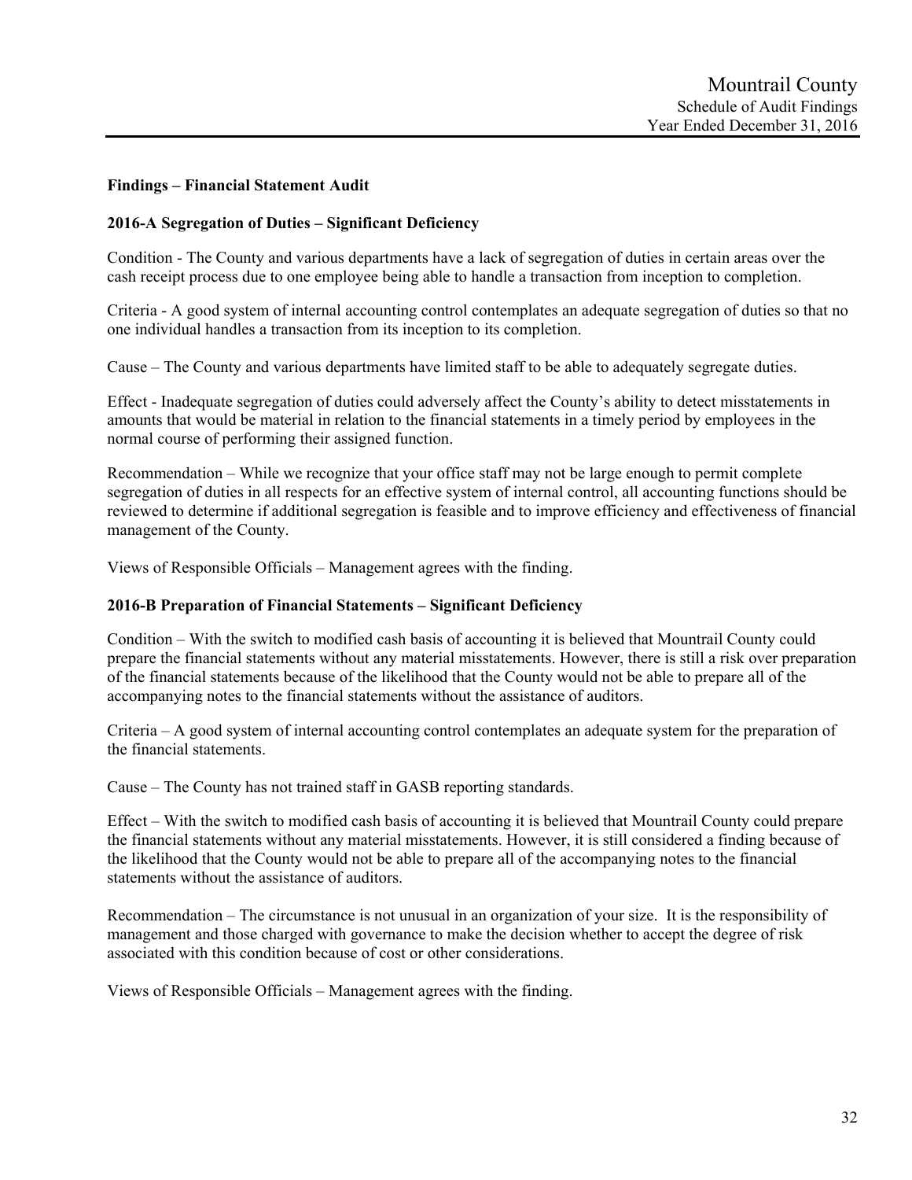## Findings – Financial Statement Audit

### 2016-A Segregation of Duties – Significant Deficiency

Condition - The County and various departments have a lack of segregation of duties in certain areas over the cash receipt process due to one employee being able to handle a transaction from inception to completion.

Criteria - A good system of internal accounting control contemplates an adequate segregation of duties so that no one individual handles a transaction from its inception to its completion.

Cause – The County and various departments have limited staff to be able to adequately segregate duties.

Effect - Inadequate segregation of duties could adversely affect the County's ability to detect misstatements in amounts that would be material in relation to the financial statements in a timely period by employees in the normal course of performing their assigned function.

Recommendation – While we recognize that your office staff may not be large enough to permit complete segregation of duties in all respects for an effective system of internal control, all accounting functions should be reviewed to determine if additional segregation is feasible and to improve efficiency and effectiveness of financial management of the County.

Views of Responsible Officials – Management agrees with the finding.

### 2016-B Preparation of Financial Statements – Significant Deficiency

Condition – With the switch to modified cash basis of accounting it is believed that Mountrail County could prepare the financial statements without any material misstatements. However, there is still a risk over preparation of the financial statements because of the likelihood that the County would not be able to prepare all of the accompanying notes to the financial statements without the assistance of auditors.

Criteria – A good system of internal accounting control contemplates an adequate system for the preparation of the financial statements.

Cause – The County has not trained staff in GASB reporting standards.

Effect – With the switch to modified cash basis of accounting it is believed that Mountrail County could prepare the financial statements without any material misstatements. However, it is still considered a finding because of the likelihood that the County would not be able to prepare all of the accompanying notes to the financial statements without the assistance of auditors.

Recommendation – The circumstance is not unusual in an organization of your size. It is the responsibility of management and those charged with governance to make the decision whether to accept the degree of risk associated with this condition because of cost or other considerations.

Views of Responsible Officials – Management agrees with the finding.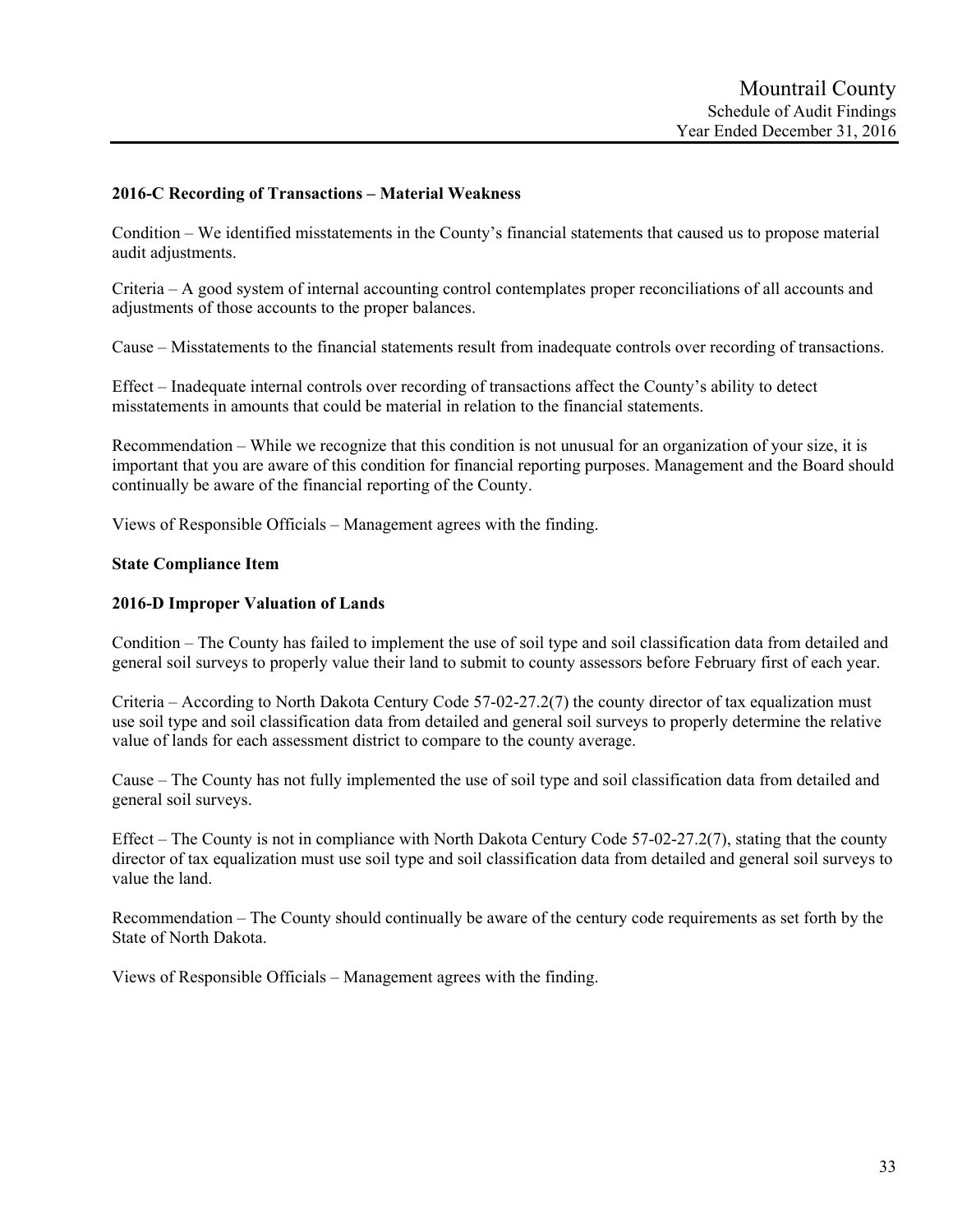**2016-C Recording of Transactions – Material Weakness**

Condition – We identified misstatements in the County's financial statements that caused us to propose material audit adjustments.

Criteria – A good system of internal accounting control contemplates proper reconciliations of all accounts and adjustments of those accounts to the proper balances.

Cause – Misstatements to the financial statements result from inadequate controls over recording of transactions.

Effect – Inadequate internal controls over recording of transactions affect the County's ability to detect misstatements in amounts that could be material in relation to the financial statements.

Recommendation – While we recognize that this condition is not unusual for an organization of your size, it is important that you are aware of this condition for financial reporting purposes. Management and the Board should continually be aware of the financial reporting of the County.

Views of Responsible Officials – Management agrees with the finding.

**State Compliance Item**

**2016-D Improper Valuation of Lands**

Condition – The County has failed to implement the use of soil type and soil classification data from detailed and general soil surveys to properly value their land to submit to county assessors before February first of each year.

Criteria – According to North Dakota Century Code 57-02-27.2(7) the county director of tax equalization must use soil type and soil classification data from detailed and general soil surveys to properly determine the relative value of lands for each assessment district to compare to the county average.

Cause – The County has not fully implemented the use of soil type and soil classification data from detailed and general soil surveys.

Effect – The County is not in compliance with North Dakota Century Code 57-02-27.2(7), stating that the county director of tax equalization must use soil type and soil classification data from detailed and general soil surveys to value the land.

Recommendation – The County should continually be aware of the century code requirements as set forth by the State of North Dakota.

Views of Responsible Officials – Management agrees with the finding.